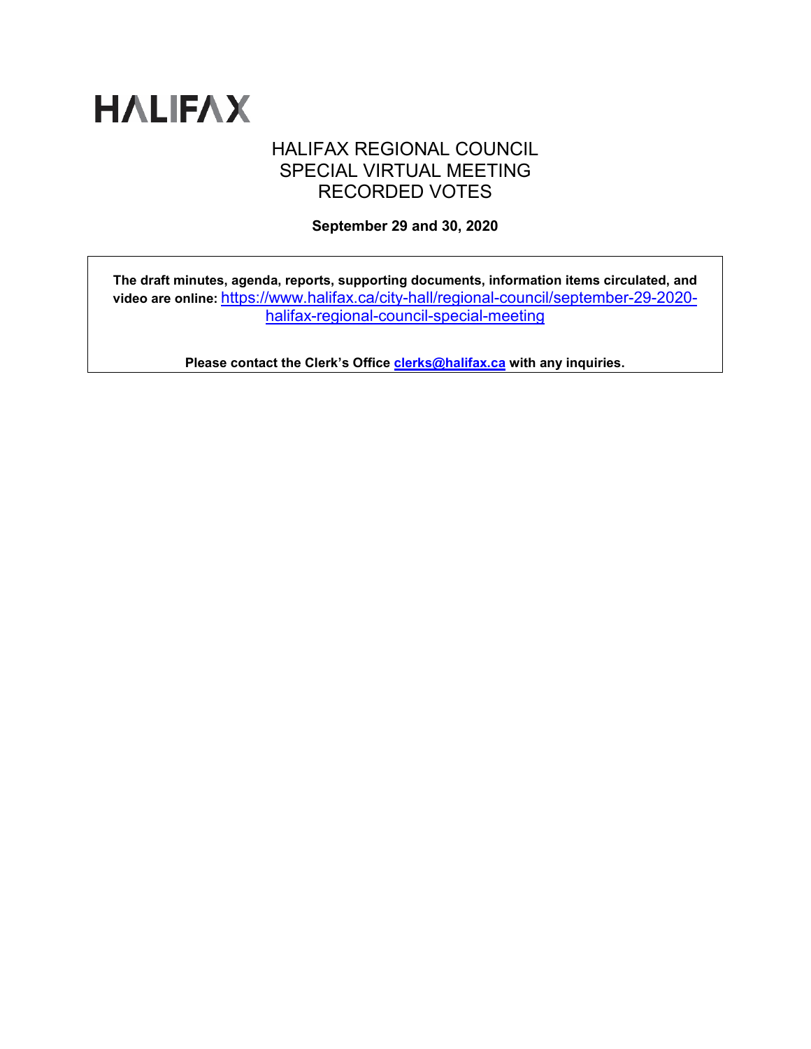# HALIFAX

## HALIFAX REGIONAL COUNCIL
## SPECIAL VIRTUAL MEETING
## RECORDED VOTES

**September 29 and 30, 2020**

**The draft minutes, agenda, reports, supporting documents, information items circulated, and video are online:** https://www.halifax.ca/city-hall/regional-council/september-29-2020-halifax-regional-council-special-meeting

**Please contact the Clerk's Office clerks@halifax.ca with any inquiries.**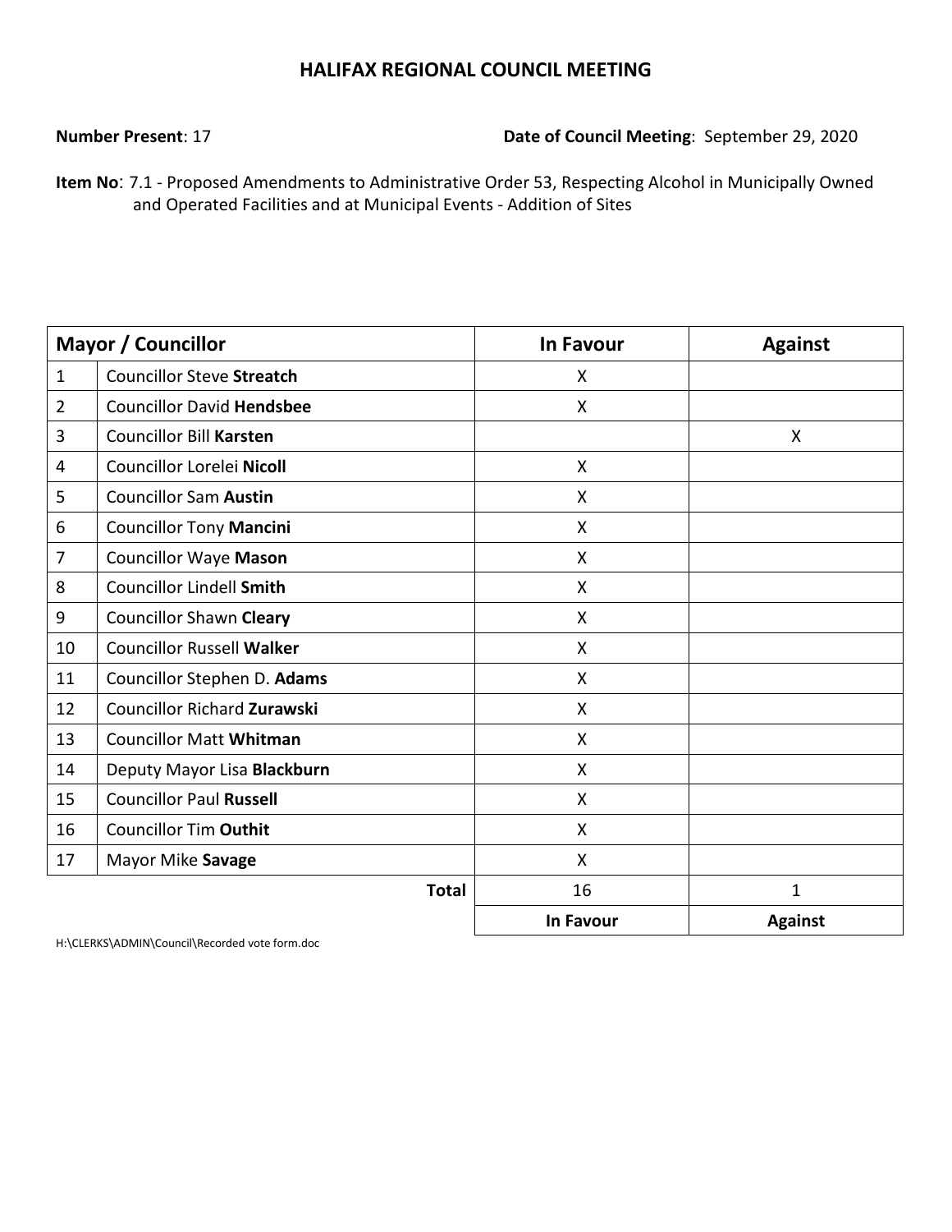# HALIFAX REGIONAL COUNCIL MEETING

**Number Present**: 17

**Date of Council Meeting**: September 29, 2020

**Item No**: 7.1 - Proposed Amendments to Administrative Order 53, Respecting Alcohol in Municipally Owned and Operated Facilities and at Municipal Events - Addition of Sites

| Mayor / Councillor | | In Favour | Against |
|---|---|---|---|
| 1 | Councillor Steve **Streatch** | X | |
| 2 | Councillor David **Hendsbee** | X | |
| 3 | Councillor Bill **Karsten** | | X |
| 4 | Councillor Lorelei **Nicoll** | X | |
| 5 | Councillor Sam **Austin** | X | |
| 6 | Councillor Tony **Mancini** | X | |
| 7 | Councillor Waye **Mason** | X | |
| 8 | Councillor Lindell **Smith** | X | |
| 9 | Councillor Shawn **Cleary** | X | |
| 10 | Councillor Russell **Walker** | X | |
| 11 | Councillor Stephen D. **Adams** | X | |
| 12 | Councillor Richard **Zurawski** | X | |
| 13 | Councillor Matt **Whitman** | X | |
| 14 | Deputy Mayor Lisa **Blackburn** | X | |
| 15 | Councillor Paul **Russell** | X | |
| 16 | Councillor Tim **Outhit** | X | |
| 17 | Mayor Mike **Savage** | X | |
| | **Total** | 16 | 1 |
| | | **In Favour** | **Against** |

H:\CLERKS\ADMIN\Council\Recorded vote form.doc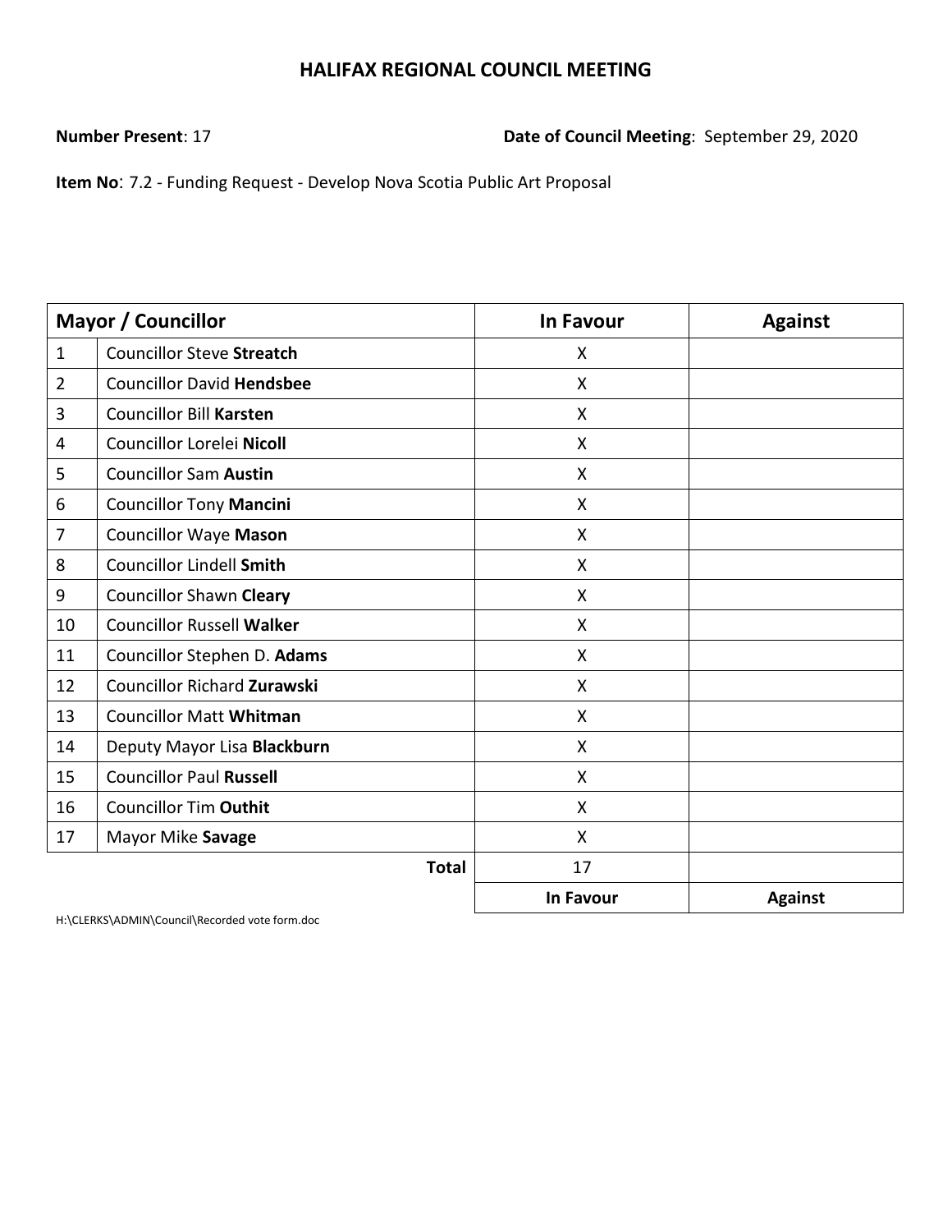# HALIFAX REGIONAL COUNCIL MEETING

**Number Present**: 17 **Date of Council Meeting**: September 29, 2020

**Item No**: 7.2 - Funding Request - Develop Nova Scotia Public Art Proposal

| Mayor / Councillor | | In Favour | Against |
|---|---|---|---|
| 1 | Councillor Steve **Streatch** | X | |
| 2 | Councillor David **Hendsbee** | X | |
| 3 | Councillor Bill **Karsten** | X | |
| 4 | Councillor Lorelei **Nicoll** | X | |
| 5 | Councillor Sam **Austin** | X | |
| 6 | Councillor Tony **Mancini** | X | |
| 7 | Councillor Waye **Mason** | X | |
| 8 | Councillor Lindell **Smith** | X | |
| 9 | Councillor Shawn **Cleary** | X | |
| 10 | Councillor Russell **Walker** | X | |
| 11 | Councillor Stephen D. **Adams** | X | |
| 12 | Councillor Richard **Zurawski** | X | |
| 13 | Councillor Matt **Whitman** | X | |
| 14 | Deputy Mayor Lisa **Blackburn** | X | |
| 15 | Councillor Paul **Russell** | X | |
| 16 | Councillor Tim **Outhit** | X | |
| 17 | Mayor Mike **Savage** | X | |
| | **Total** | 17 | |
| | | **In Favour** | **Against** |

H:\CLERKS\ADMIN\Council\Recorded vote form.doc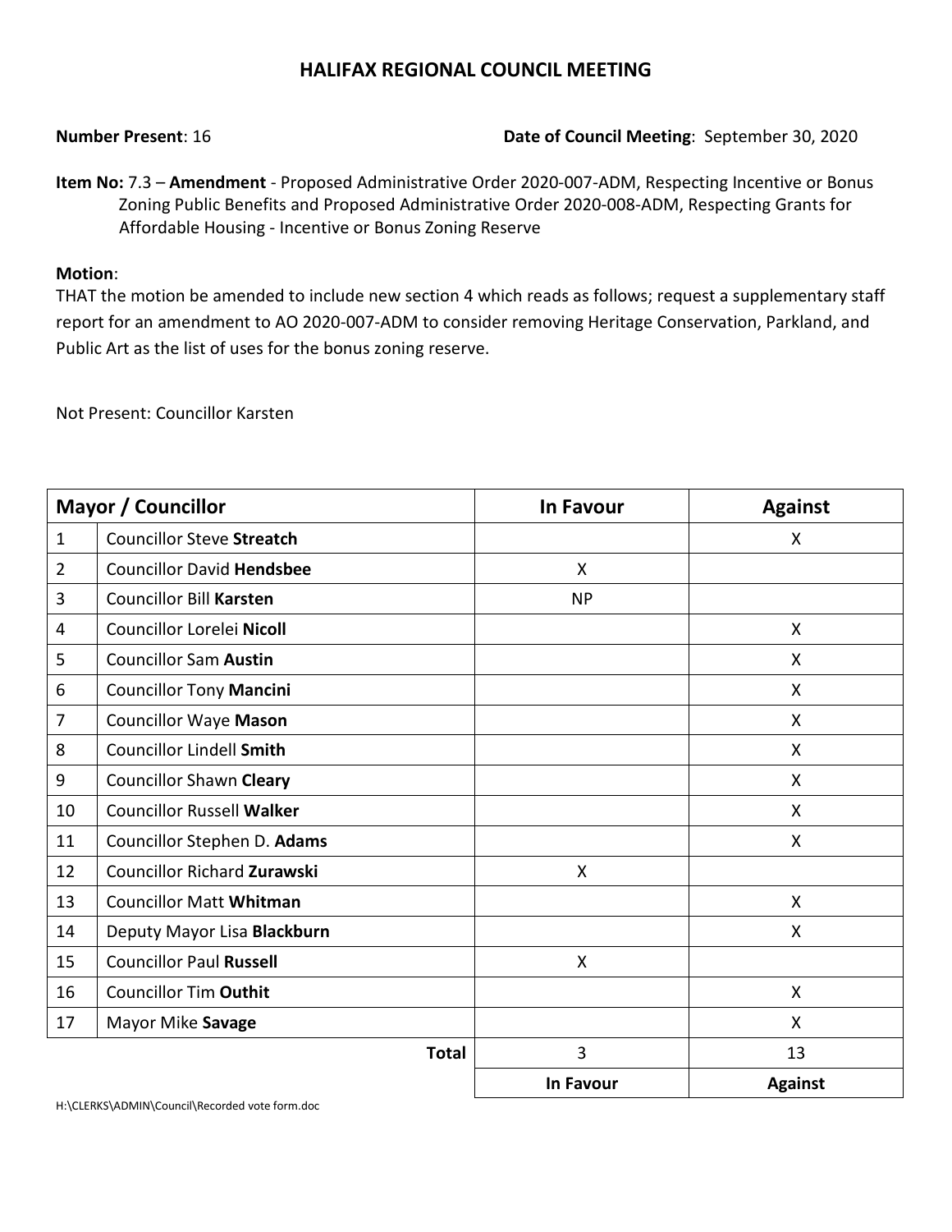# HALIFAX REGIONAL COUNCIL MEETING

**Number Present**: 16 **Date of Council Meeting**: September 30, 2020

**Item No:** 7.3 – **Amendment** - Proposed Administrative Order 2020-007-ADM, Respecting Incentive or Bonus Zoning Public Benefits and Proposed Administrative Order 2020-008-ADM, Respecting Grants for Affordable Housing - Incentive or Bonus Zoning Reserve

**Motion**:
THAT the motion be amended to include new section 4 which reads as follows; request a supplementary staff report for an amendment to AO 2020-007-ADM to consider removing Heritage Conservation, Parkland, and Public Art as the list of uses for the bonus zoning reserve.

Not Present: Councillor Karsten

| Mayor / Councillor | | In Favour | Against |
|---|---|---|---|
| 1 | Councillor Steve **Streatch** | | X |
| 2 | Councillor David **Hendsbee** | X | |
| 3 | Councillor Bill **Karsten** | NP | |
| 4 | Councillor Lorelei **Nicoll** | | X |
| 5 | Councillor Sam **Austin** | | X |
| 6 | Councillor Tony **Mancini** | | X |
| 7 | Councillor Waye **Mason** | | X |
| 8 | Councillor Lindell **Smith** | | X |
| 9 | Councillor Shawn **Cleary** | | X |
| 10 | Councillor Russell **Walker** | | X |
| 11 | Councillor Stephen D. **Adams** | | X |
| 12 | Councillor Richard **Zurawski** | X | |
| 13 | Councillor Matt **Whitman** | | X |
| 14 | Deputy Mayor Lisa **Blackburn** | | X |
| 15 | Councillor Paul **Russell** | X | |
| 16 | Councillor Tim **Outhit** | | X |
| 17 | Mayor Mike **Savage** | | X |
| | **Total** | 3 | 13 |
| | | **In Favour** | **Against** |

H:\CLERKS\ADMIN\Council\Recorded vote form.doc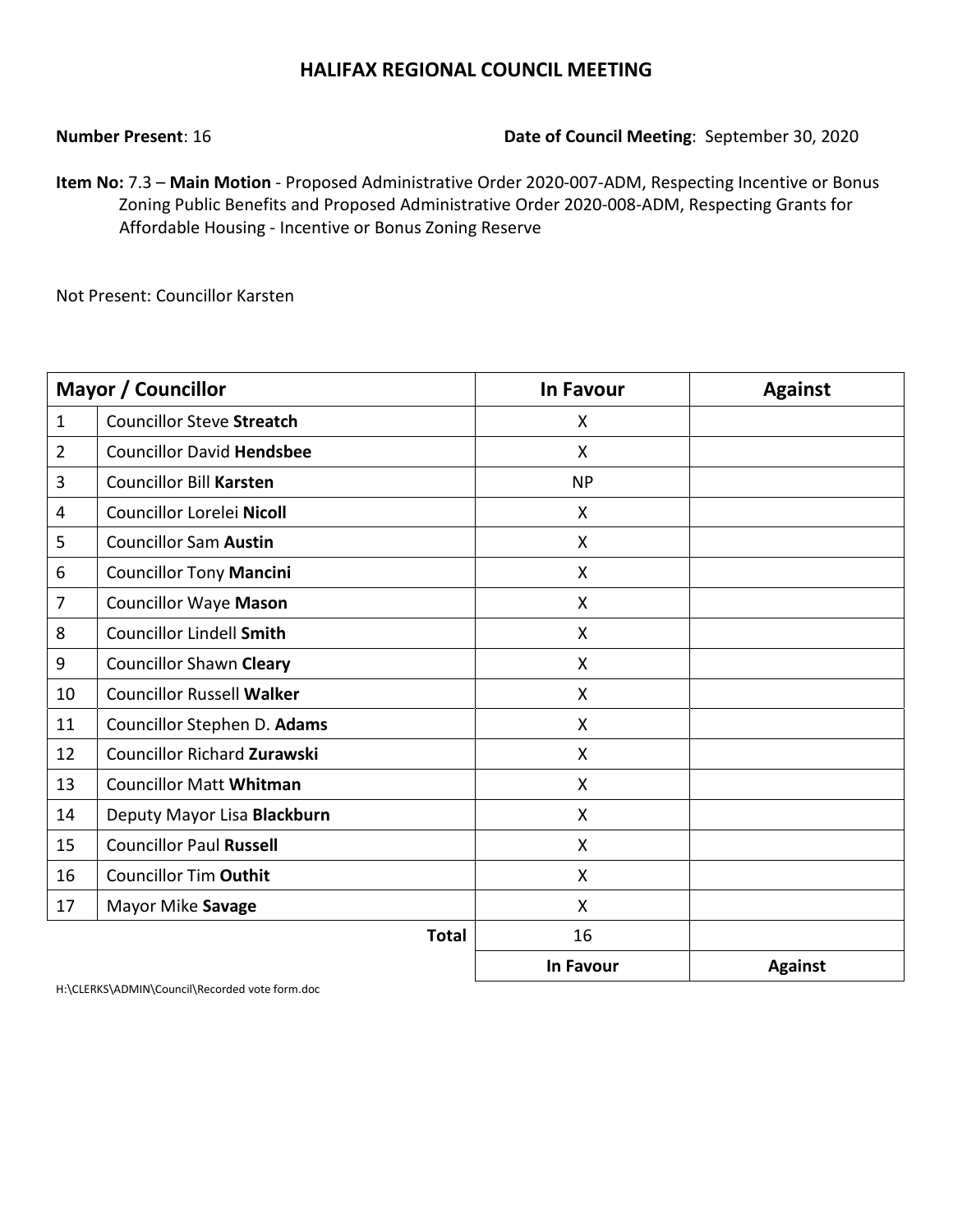# HALIFAX REGIONAL COUNCIL MEETING

**Number Present**: 16

**Date of Council Meeting**: September 30, 2020

**Item No:** 7.3 – **Main Motion** - Proposed Administrative Order 2020-007-ADM, Respecting Incentive or Bonus Zoning Public Benefits and Proposed Administrative Order 2020-008-ADM, Respecting Grants for Affordable Housing - Incentive or Bonus Zoning Reserve

Not Present: Councillor Karsten

| Mayor / Councillor | | In Favour | Against |
|---|---|---|---|
| 1 | Councillor Steve **Streatch** | X | |
| 2 | Councillor David **Hendsbee** | X | |
| 3 | Councillor Bill **Karsten** | NP | |
| 4 | Councillor Lorelei **Nicoll** | X | |
| 5 | Councillor Sam **Austin** | X | |
| 6 | Councillor Tony **Mancini** | X | |
| 7 | Councillor Waye **Mason** | X | |
| 8 | Councillor Lindell **Smith** | X | |
| 9 | Councillor Shawn **Cleary** | X | |
| 10 | Councillor Russell **Walker** | X | |
| 11 | Councillor Stephen D. **Adams** | X | |
| 12 | Councillor Richard **Zurawski** | X | |
| 13 | Councillor Matt **Whitman** | X | |
| 14 | Deputy Mayor Lisa **Blackburn** | X | |
| 15 | Councillor Paul **Russell** | X | |
| 16 | Councillor Tim **Outhit** | X | |
| 17 | Mayor Mike **Savage** | X | |
| | **Total** | 16 | |
| | | **In Favour** | **Against** |

H:\CLERKS\ADMIN\Council\Recorded vote form.doc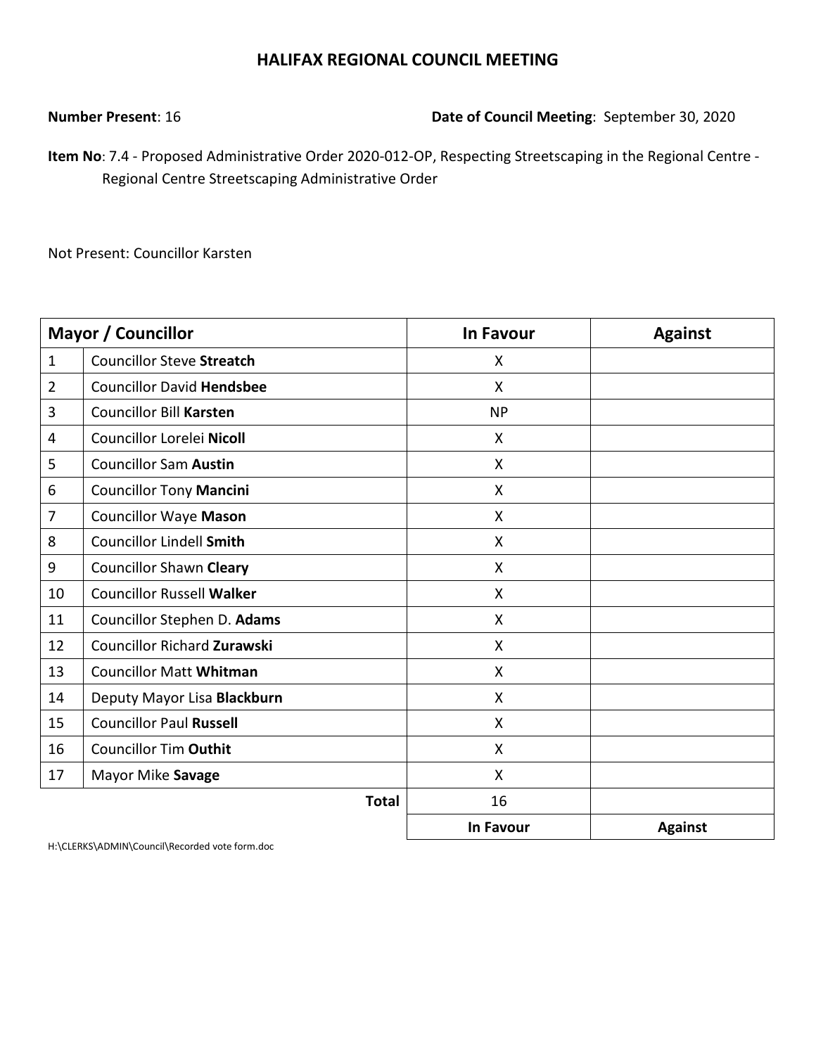# HALIFAX REGIONAL COUNCIL MEETING

**Number Present**: 16 **Date of Council Meeting**: September 30, 2020

**Item No**: 7.4 - Proposed Administrative Order 2020-012-OP, Respecting Streetscaping in the Regional Centre - Regional Centre Streetscaping Administrative Order

Not Present: Councillor Karsten

| Mayor / Councillor | | In Favour | Against |
|---|---|---|---|
| 1 | Councillor Steve **Streatch** | X | |
| 2 | Councillor David **Hendsbee** | X | |
| 3 | Councillor Bill **Karsten** | NP | |
| 4 | Councillor Lorelei **Nicoll** | X | |
| 5 | Councillor Sam **Austin** | X | |
| 6 | Councillor Tony **Mancini** | X | |
| 7 | Councillor Waye **Mason** | X | |
| 8 | Councillor Lindell **Smith** | X | |
| 9 | Councillor Shawn **Cleary** | X | |
| 10 | Councillor Russell **Walker** | X | |
| 11 | Councillor Stephen D. **Adams** | X | |
| 12 | Councillor Richard **Zurawski** | X | |
| 13 | Councillor Matt **Whitman** | X | |
| 14 | Deputy Mayor Lisa **Blackburn** | X | |
| 15 | Councillor Paul **Russell** | X | |
| 16 | Councillor Tim **Outhit** | X | |
| 17 | Mayor Mike **Savage** | X | |
| | **Total** | 16 | |
| | | **In Favour** | **Against** |

H:\CLERKS\ADMIN\Council\Recorded vote form.doc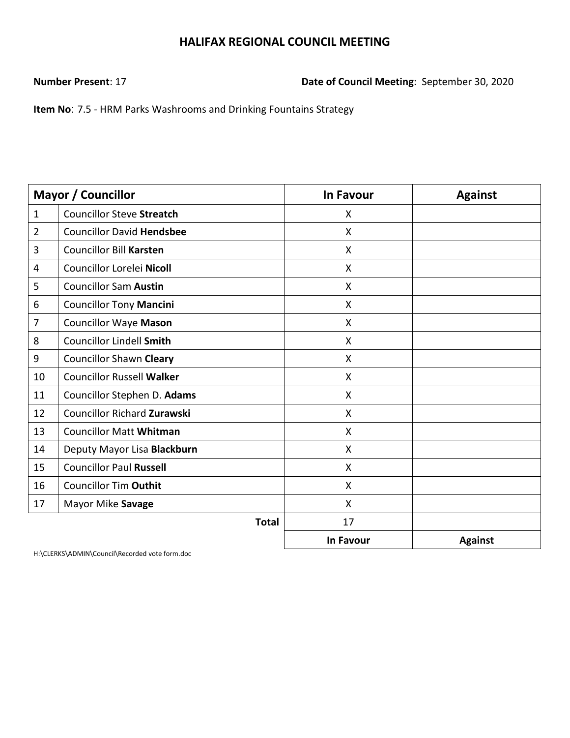# HALIFAX REGIONAL COUNCIL MEETING

**Number Present**: 17

**Date of Council Meeting**: September 30, 2020

**Item No**: 7.5 - HRM Parks Washrooms and Drinking Fountains Strategy

| Mayor / Councillor | | In Favour | Against |
|---|---|---|---|
| 1 | Councillor Steve **Streatch** | X | |
| 2 | Councillor David **Hendsbee** | X | |
| 3 | Councillor Bill **Karsten** | X | |
| 4 | Councillor Lorelei **Nicoll** | X | |
| 5 | Councillor Sam **Austin** | X | |
| 6 | Councillor Tony **Mancini** | X | |
| 7 | Councillor Waye **Mason** | X | |
| 8 | Councillor Lindell **Smith** | X | |
| 9 | Councillor Shawn **Cleary** | X | |
| 10 | Councillor Russell **Walker** | X | |
| 11 | Councillor Stephen D. **Adams** | X | |
| 12 | Councillor Richard **Zurawski** | X | |
| 13 | Councillor Matt **Whitman** | X | |
| 14 | Deputy Mayor Lisa **Blackburn** | X | |
| 15 | Councillor Paul **Russell** | X | |
| 16 | Councillor Tim **Outhit** | X | |
| 17 | Mayor Mike **Savage** | X | |
| | **Total** | 17 | |
| | | **In Favour** | **Against** |

H:\CLERKS\ADMIN\Council\Recorded vote form.doc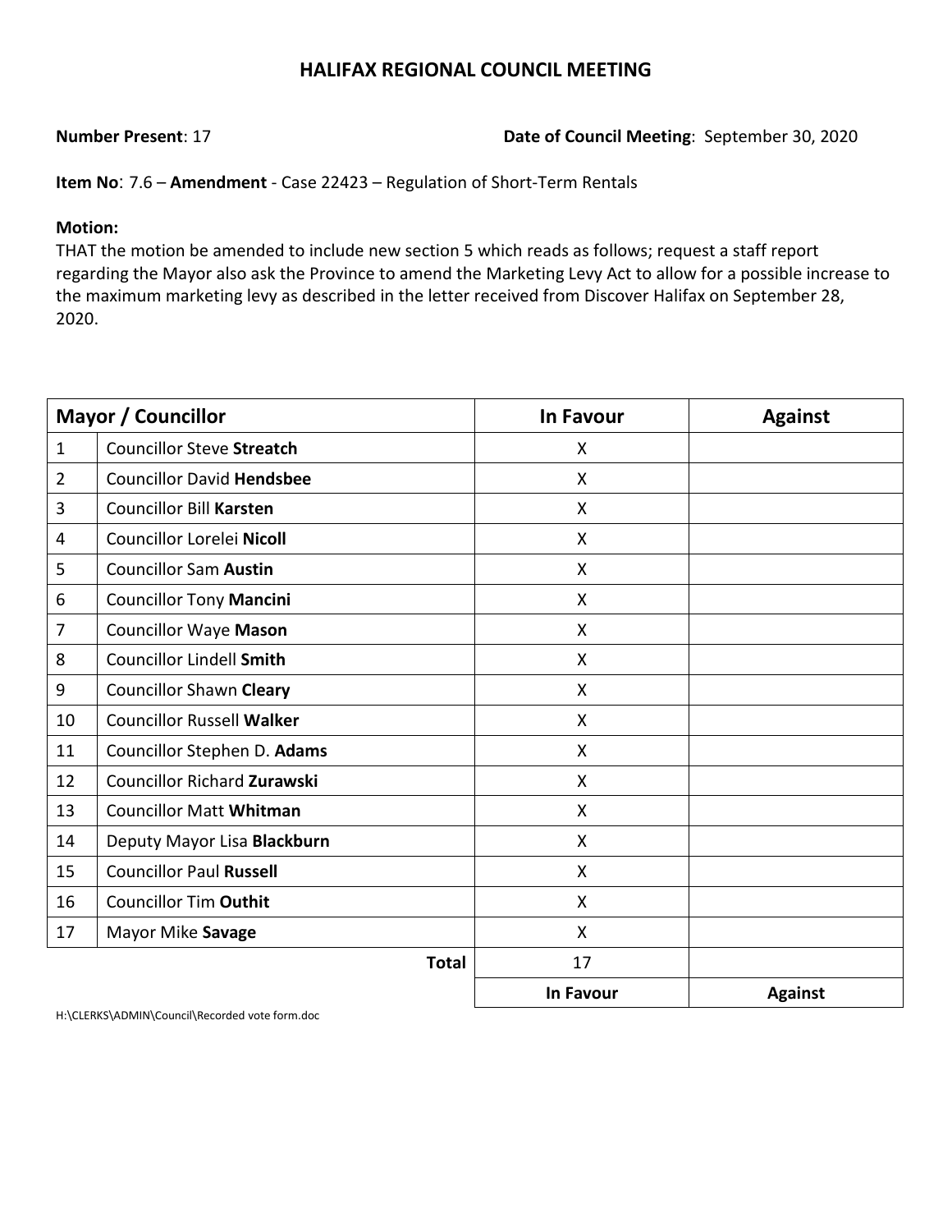# HALIFAX REGIONAL COUNCIL MEETING

**Number Present**: 17 **Date of Council Meeting**: September 30, 2020

**Item No**: 7.6 – **Amendment** - Case 22423 – Regulation of Short-Term Rentals

**Motion:**

THAT the motion be amended to include new section 5 which reads as follows; request a staff report regarding the Mayor also ask the Province to amend the Marketing Levy Act to allow for a possible increase to the maximum marketing levy as described in the letter received from Discover Halifax on September 28, 2020.

| Mayor / Councillor | | In Favour | Against |
|---|---|---|---|
| 1 | Councillor Steve **Streatch** | X | |
| 2 | Councillor David **Hendsbee** | X | |
| 3 | Councillor Bill **Karsten** | X | |
| 4 | Councillor Lorelei **Nicoll** | X | |
| 5 | Councillor Sam **Austin** | X | |
| 6 | Councillor Tony **Mancini** | X | |
| 7 | Councillor Waye **Mason** | X | |
| 8 | Councillor Lindell **Smith** | X | |
| 9 | Councillor Shawn **Cleary** | X | |
| 10 | Councillor Russell **Walker** | X | |
| 11 | Councillor Stephen D. **Adams** | X | |
| 12 | Councillor Richard **Zurawski** | X | |
| 13 | Councillor Matt **Whitman** | X | |
| 14 | Deputy Mayor Lisa **Blackburn** | X | |
| 15 | Councillor Paul **Russell** | X | |
| 16 | Councillor Tim **Outhit** | X | |
| 17 | Mayor Mike **Savage** | X | |
| | **Total** | 17 | |
| | | **In Favour** | **Against** |

H:\CLERKS\ADMIN\Council\Recorded vote form.doc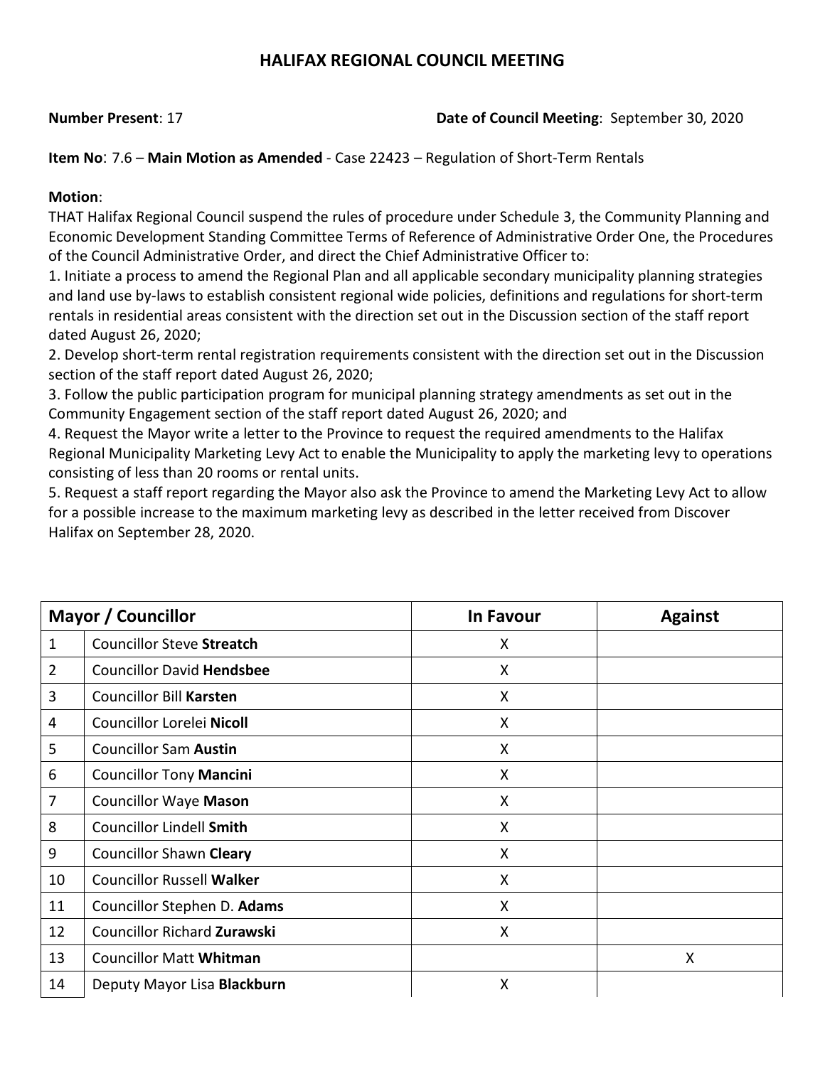# HALIFAX REGIONAL COUNCIL MEETING

**Number Present**: 17 **Date of Council Meeting**: September 30, 2020

**Item No**: 7.6 – **Main Motion as Amended** - Case 22423 – Regulation of Short-Term Rentals

**Motion**:
THAT Halifax Regional Council suspend the rules of procedure under Schedule 3, the Community Planning and Economic Development Standing Committee Terms of Reference of Administrative Order One, the Procedures of the Council Administrative Order, and direct the Chief Administrative Officer to:
1. Initiate a process to amend the Regional Plan and all applicable secondary municipality planning strategies and land use by-laws to establish consistent regional wide policies, definitions and regulations for short-term rentals in residential areas consistent with the direction set out in the Discussion section of the staff report dated August 26, 2020;
2. Develop short-term rental registration requirements consistent with the direction set out in the Discussion section of the staff report dated August 26, 2020;
3. Follow the public participation program for municipal planning strategy amendments as set out in the Community Engagement section of the staff report dated August 26, 2020; and
4. Request the Mayor write a letter to the Province to request the required amendments to the Halifax Regional Municipality Marketing Levy Act to enable the Municipality to apply the marketing levy to operations consisting of less than 20 rooms or rental units.
5. Request a staff report regarding the Mayor also ask the Province to amend the Marketing Levy Act to allow for a possible increase to the maximum marketing levy as described in the letter received from Discover Halifax on September 28, 2020.

| Mayor / Councillor | | In Favour | Against |
|---|---|---|---|
| 1 | Councillor Steve **Streatch** | X | |
| 2 | Councillor David **Hendsbee** | X | |
| 3 | Councillor Bill **Karsten** | X | |
| 4 | Councillor Lorelei **Nicoll** | X | |
| 5 | Councillor Sam **Austin** | X | |
| 6 | Councillor Tony **Mancini** | X | |
| 7 | Councillor Waye **Mason** | X | |
| 8 | Councillor Lindell **Smith** | X | |
| 9 | Councillor Shawn **Cleary** | X | |
| 10 | Councillor Russell **Walker** | X | |
| 11 | Councillor Stephen D. **Adams** | X | |
| 12 | Councillor Richard **Zurawski** | X | |
| 13 | Councillor Matt **Whitman** | | X |
| 14 | Deputy Mayor Lisa **Blackburn** | X | |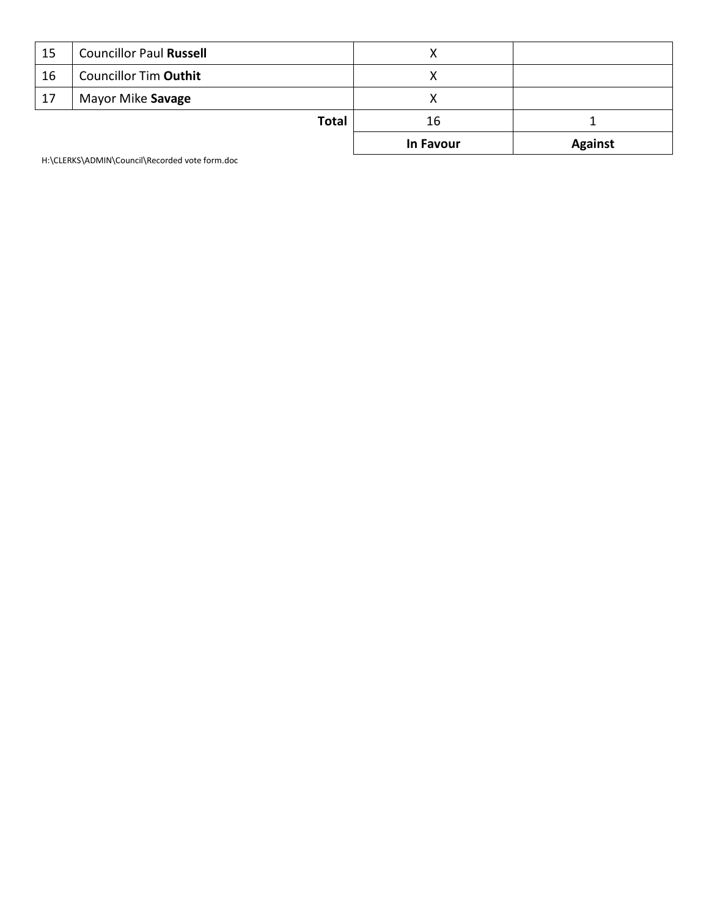| | | | |
|---|---|---|---|
| 15 | Councillor Paul **Russell** | X | |
| 16 | Councillor Tim **Outhit** | X | |
| 17 | Mayor Mike **Savage** | X | |
| | **Total** | 16 | 1 |
| | | **In Favour** | **Against** |

H:\CLERKS\ADMIN\Council\Recorded vote form.doc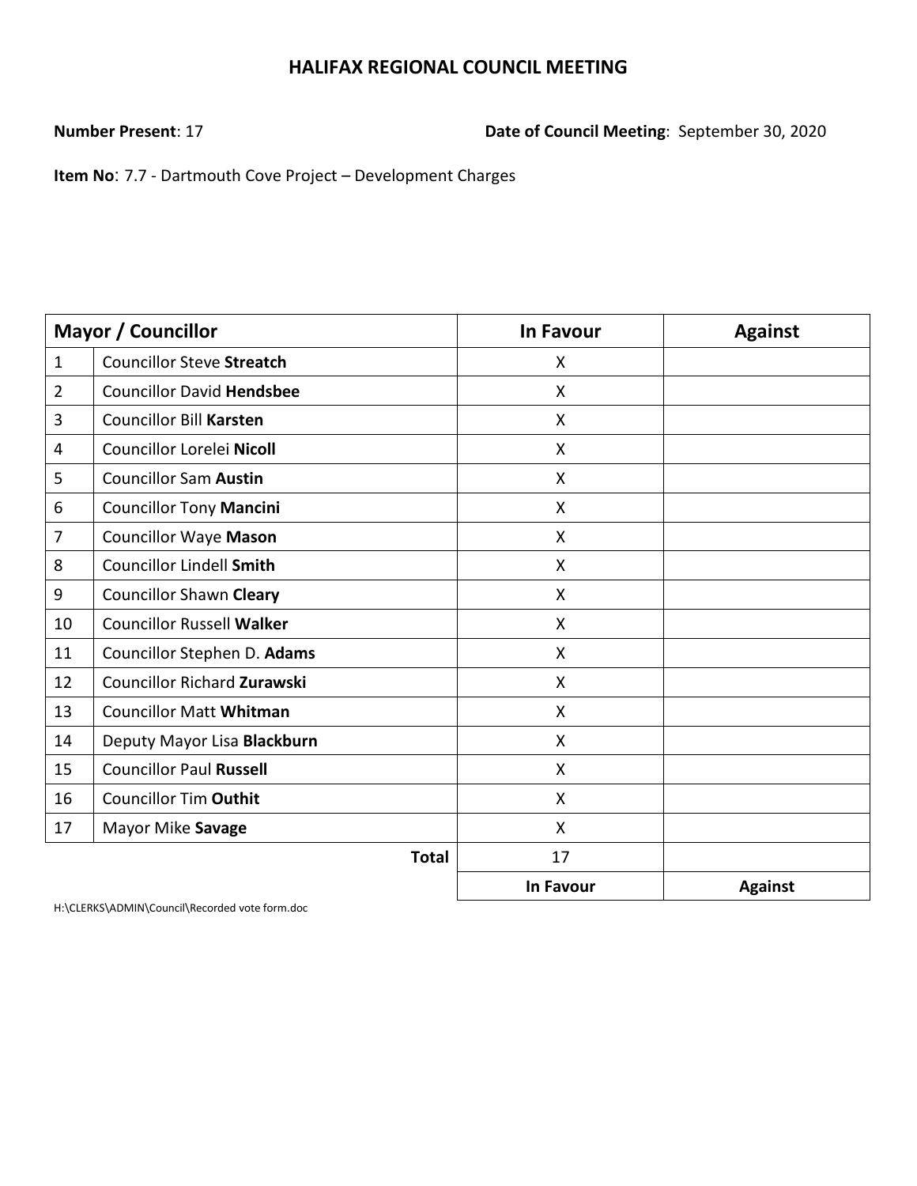# HALIFAX REGIONAL COUNCIL MEETING

**Number Present**: 17 **Date of Council Meeting**: September 30, 2020

**Item No**: 7.7 - Dartmouth Cove Project – Development Charges

| Mayor / Councillor | | In Favour | Against |
|---|---|---|---|
| 1 | Councillor Steve **Streatch** | X | |
| 2 | Councillor David **Hendsbee** | X | |
| 3 | Councillor Bill **Karsten** | X | |
| 4 | Councillor Lorelei **Nicoll** | X | |
| 5 | Councillor Sam **Austin** | X | |
| 6 | Councillor Tony **Mancini** | X | |
| 7 | Councillor Waye **Mason** | X | |
| 8 | Councillor Lindell **Smith** | X | |
| 9 | Councillor Shawn **Cleary** | X | |
| 10 | Councillor Russell **Walker** | X | |
| 11 | Councillor Stephen D. **Adams** | X | |
| 12 | Councillor Richard **Zurawski** | X | |
| 13 | Councillor Matt **Whitman** | X | |
| 14 | Deputy Mayor Lisa **Blackburn** | X | |
| 15 | Councillor Paul **Russell** | X | |
| 16 | Councillor Tim **Outhit** | X | |
| 17 | Mayor Mike **Savage** | X | |
| | **Total** | 17 | |
| | | **In Favour** | **Against** |

H:\CLERKS\ADMIN\Council\Recorded vote form.doc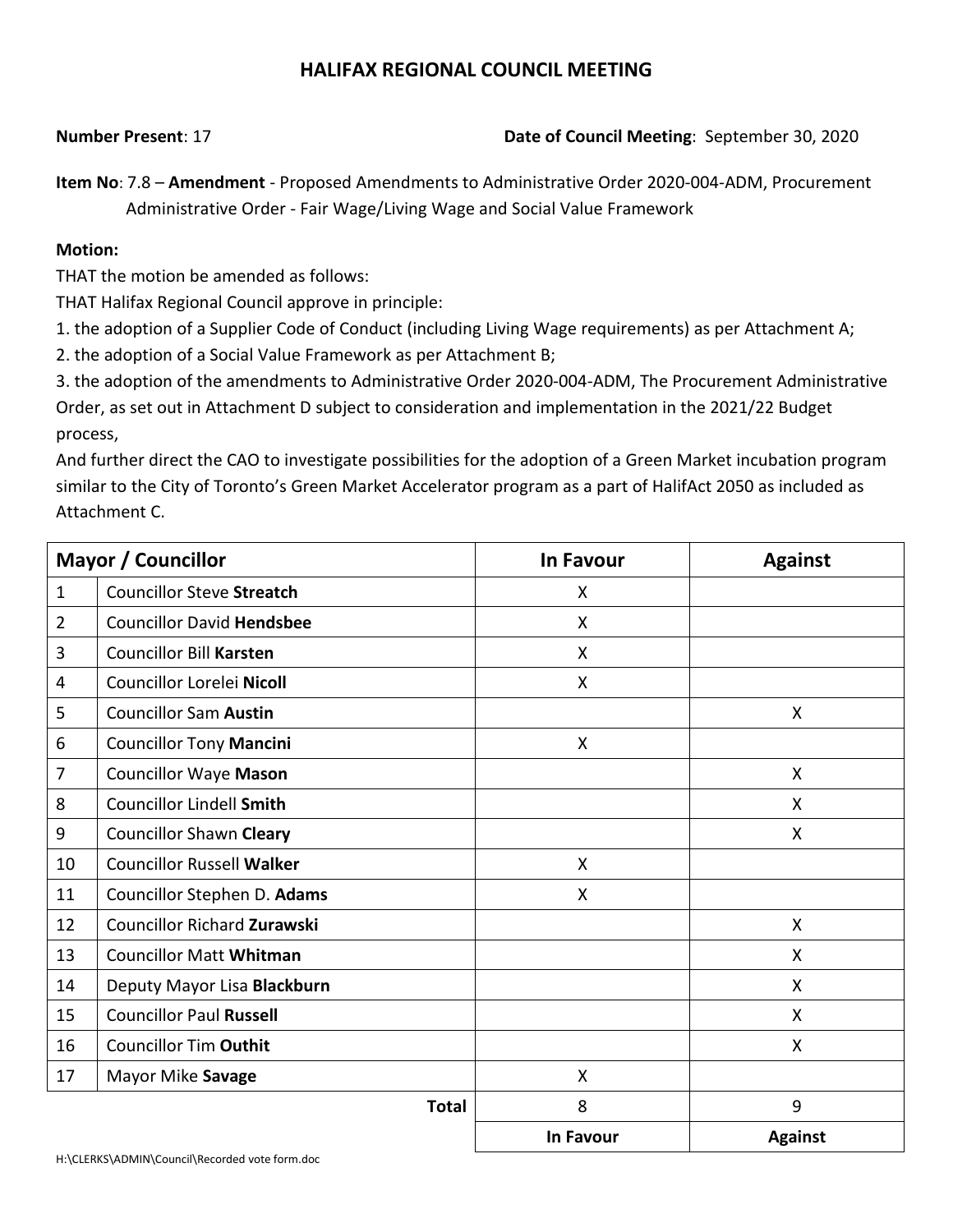# HALIFAX REGIONAL COUNCIL MEETING

**Number Present**: 17 **Date of Council Meeting**: September 30, 2020

**Item No**: 7.8 – **Amendment** - Proposed Amendments to Administrative Order 2020-004-ADM, Procurement Administrative Order - Fair Wage/Living Wage and Social Value Framework

**Motion:**

THAT the motion be amended as follows:

THAT Halifax Regional Council approve in principle:

1. the adoption of a Supplier Code of Conduct (including Living Wage requirements) as per Attachment A;
2. the adoption of a Social Value Framework as per Attachment B;
3. the adoption of the amendments to Administrative Order 2020-004-ADM, The Procurement Administrative Order, as set out in Attachment D subject to consideration and implementation in the 2021/22 Budget process,

And further direct the CAO to investigate possibilities for the adoption of a Green Market incubation program similar to the City of Toronto's Green Market Accelerator program as a part of HalifAct 2050 as included as Attachment C.

| Mayor / Councillor | | In Favour | Against |
|---|---|---|---|
| 1 | Councillor Steve **Streatch** | X | |
| 2 | Councillor David **Hendsbee** | X | |
| 3 | Councillor Bill **Karsten** | X | |
| 4 | Councillor Lorelei **Nicoll** | X | |
| 5 | Councillor Sam **Austin** | | X |
| 6 | Councillor Tony **Mancini** | X | |
| 7 | Councillor Waye **Mason** | | X |
| 8 | Councillor Lindell **Smith** | | X |
| 9 | Councillor Shawn **Cleary** | | X |
| 10 | Councillor Russell **Walker** | X | |
| 11 | Councillor Stephen D. **Adams** | X | |
| 12 | Councillor Richard **Zurawski** | | X |
| 13 | Councillor Matt **Whitman** | | X |
| 14 | Deputy Mayor Lisa **Blackburn** | | X |
| 15 | Councillor Paul **Russell** | | X |
| 16 | Councillor Tim **Outhit** | | X |
| 17 | Mayor Mike **Savage** | X | |
| | **Total** | 8 | 9 |
| | | **In Favour** | **Against** |

H:\CLERKS\ADMIN\Council\Recorded vote form.doc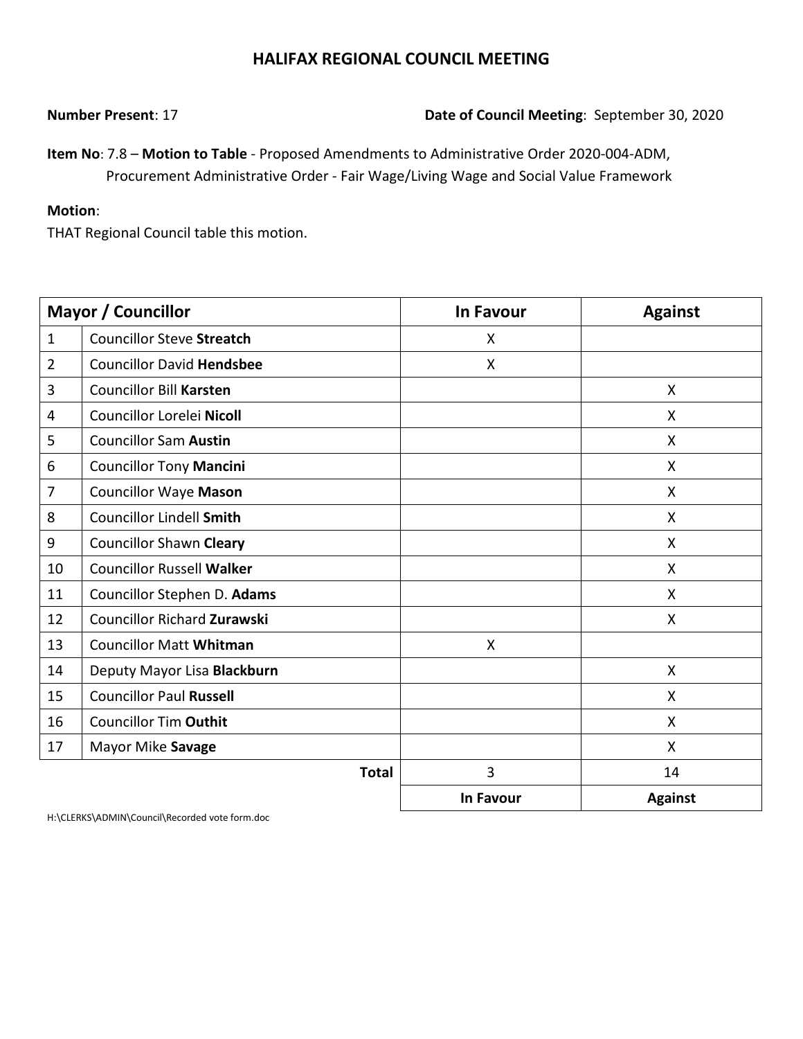# HALIFAX REGIONAL COUNCIL MEETING

**Number Present**: 17

**Date of Council Meeting**: September 30, 2020

**Item No**: 7.8 – **Motion to Table** - Proposed Amendments to Administrative Order 2020-004-ADM, Procurement Administrative Order - Fair Wage/Living Wage and Social Value Framework

**Motion**:

THAT Regional Council table this motion.

| Mayor / Councillor | | In Favour | Against |
|---|---|---|---|
| 1 | Councillor Steve **Streatch** | X | |
| 2 | Councillor David **Hendsbee** | X | |
| 3 | Councillor Bill **Karsten** | | X |
| 4 | Councillor Lorelei **Nicoll** | | X |
| 5 | Councillor Sam **Austin** | | X |
| 6 | Councillor Tony **Mancini** | | X |
| 7 | Councillor Waye **Mason** | | X |
| 8 | Councillor Lindell **Smith** | | X |
| 9 | Councillor Shawn **Cleary** | | X |
| 10 | Councillor Russell **Walker** | | X |
| 11 | Councillor Stephen D. **Adams** | | X |
| 12 | Councillor Richard **Zurawski** | | X |
| 13 | Councillor Matt **Whitman** | X | |
| 14 | Deputy Mayor Lisa **Blackburn** | | X |
| 15 | Councillor Paul **Russell** | | X |
| 16 | Councillor Tim **Outhit** | | X |
| 17 | Mayor Mike **Savage** | | X |
| | **Total** | 3 | 14 |
| | | **In Favour** | **Against** |

H:\CLERKS\ADMIN\Council\Recorded vote form.doc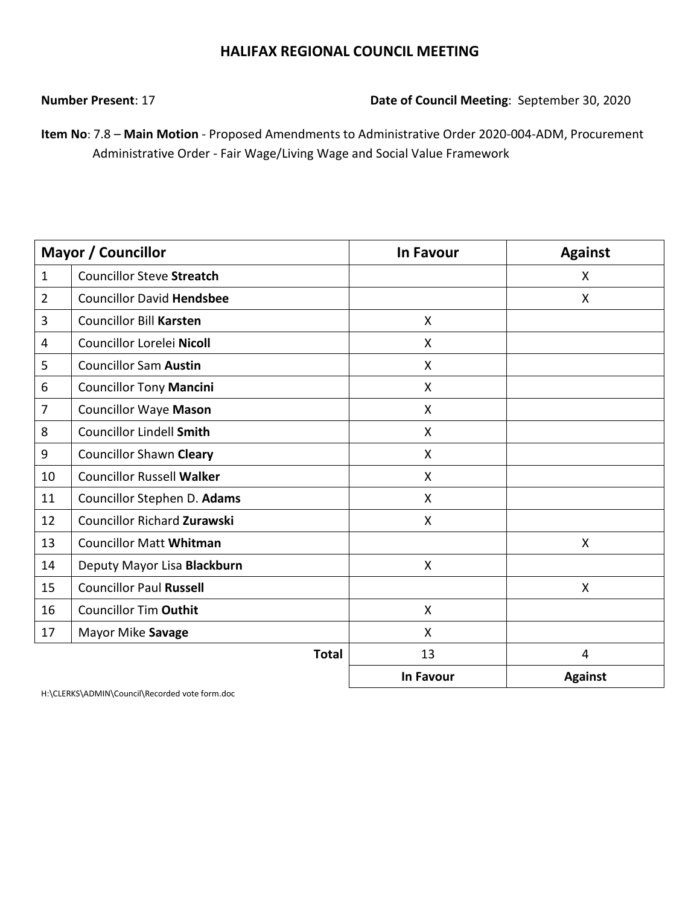# HALIFAX REGIONAL COUNCIL MEETING

**Number Present**: 17

**Date of Council Meeting**: September 30, 2020

**Item No**: 7.8 – **Main Motion** - Proposed Amendments to Administrative Order 2020-004-ADM, Procurement Administrative Order - Fair Wage/Living Wage and Social Value Framework

| Mayor / Councillor | | In Favour | Against |
|---|---|---|---|
| 1 | Councillor Steve **Streatch** | | X |
| 2 | Councillor David **Hendsbee** | | X |
| 3 | Councillor Bill **Karsten** | X | |
| 4 | Councillor Lorelei **Nicoll** | X | |
| 5 | Councillor Sam **Austin** | X | |
| 6 | Councillor Tony **Mancini** | X | |
| 7 | Councillor Waye **Mason** | X | |
| 8 | Councillor Lindell **Smith** | X | |
| 9 | Councillor Shawn **Cleary** | X | |
| 10 | Councillor Russell **Walker** | X | |
| 11 | Councillor Stephen D. **Adams** | X | |
| 12 | Councillor Richard **Zurawski** | X | |
| 13 | Councillor Matt **Whitman** | | X |
| 14 | Deputy Mayor Lisa **Blackburn** | X | |
| 15 | Councillor Paul **Russell** | | X |
| 16 | Councillor Tim **Outhit** | X | |
| 17 | Mayor Mike **Savage** | X | |
| | **Total** | 13 | 4 |
| | | **In Favour** | **Against** |

H:\CLERKS\ADMIN\Council\Recorded vote form.doc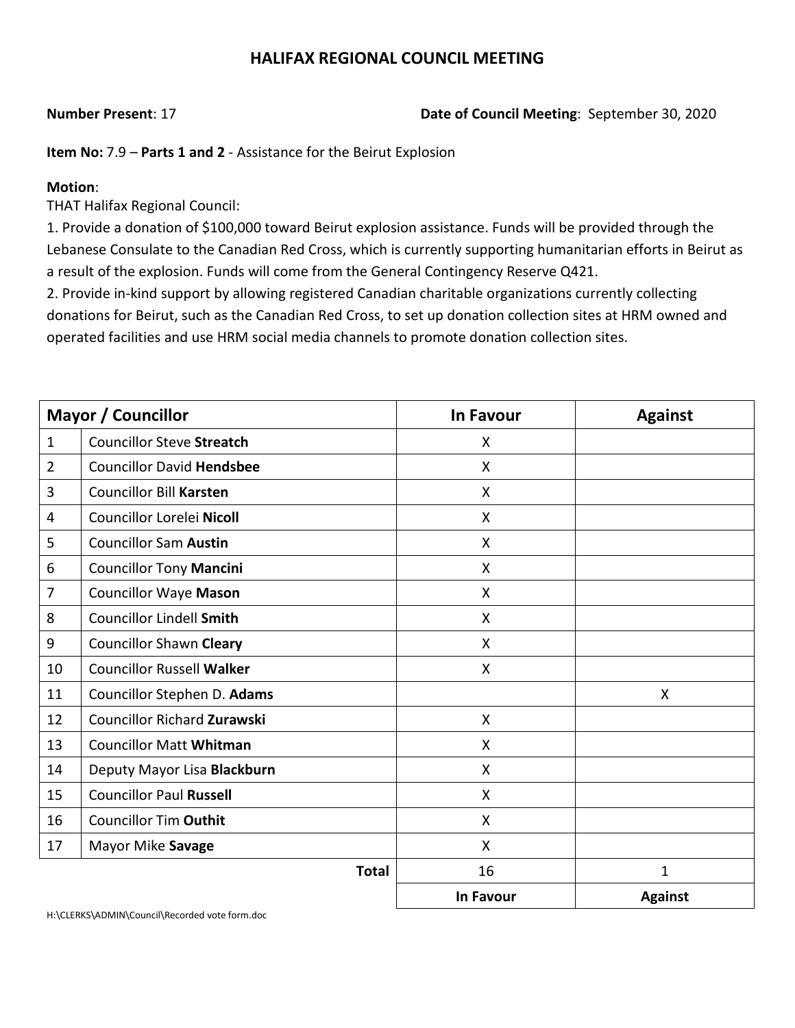# HALIFAX REGIONAL COUNCIL MEETING

**Number Present**: 17

**Date of Council Meeting**: September 30, 2020

**Item No:** 7.9 – **Parts 1 and 2** - Assistance for the Beirut Explosion

**Motion**:

THAT Halifax Regional Council:

1. Provide a donation of $100,000 toward Beirut explosion assistance. Funds will be provided through the Lebanese Consulate to the Canadian Red Cross, which is currently supporting humanitarian efforts in Beirut as a result of the explosion. Funds will come from the General Contingency Reserve Q421.
2. Provide in-kind support by allowing registered Canadian charitable organizations currently collecting donations for Beirut, such as the Canadian Red Cross, to set up donation collection sites at HRM owned and operated facilities and use HRM social media channels to promote donation collection sites.

| Mayor / Councillor | | In Favour | Against |
|---|---|---|---|
| 1 | Councillor Steve **Streatch** | X | |
| 2 | Councillor David **Hendsbee** | X | |
| 3 | Councillor Bill **Karsten** | X | |
| 4 | Councillor Lorelei **Nicoll** | X | |
| 5 | Councillor Sam **Austin** | X | |
| 6 | Councillor Tony **Mancini** | X | |
| 7 | Councillor Waye **Mason** | X | |
| 8 | Councillor Lindell **Smith** | X | |
| 9 | Councillor Shawn **Cleary** | X | |
| 10 | Councillor Russell **Walker** | X | |
| 11 | Councillor Stephen D. **Adams** | | X |
| 12 | Councillor Richard **Zurawski** | X | |
| 13 | Councillor Matt **Whitman** | X | |
| 14 | Deputy Mayor Lisa **Blackburn** | X | |
| 15 | Councillor Paul **Russell** | X | |
| 16 | Councillor Tim **Outhit** | X | |
| 17 | Mayor Mike **Savage** | X | |
| | **Total** | 16 | 1 |
| | | **In Favour** | **Against** |

H:\CLERKS\ADMIN\Council\Recorded vote form.doc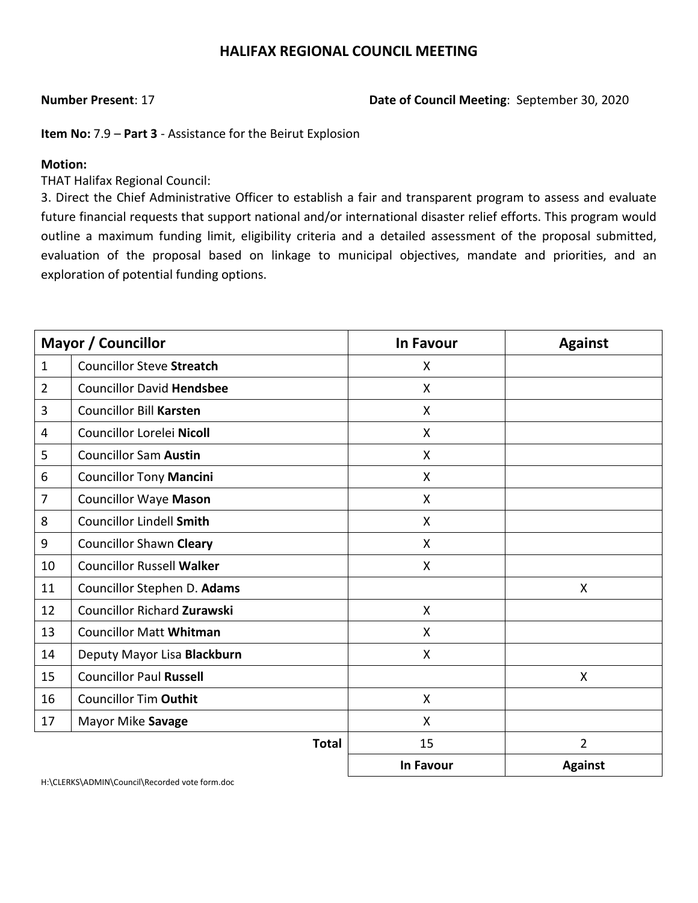# HALIFAX REGIONAL COUNCIL MEETING

**Number Present**: 17

**Date of Council Meeting**: September 30, 2020

**Item No:** 7.9 – **Part 3** - Assistance for the Beirut Explosion

**Motion:**

THAT Halifax Regional Council:

3. Direct the Chief Administrative Officer to establish a fair and transparent program to assess and evaluate future financial requests that support national and/or international disaster relief efforts. This program would outline a maximum funding limit, eligibility criteria and a detailed assessment of the proposal submitted, evaluation of the proposal based on linkage to municipal objectives, mandate and priorities, and an exploration of potential funding options.

| Mayor / Councillor | | In Favour | Against |
|---|---|---|---|
| 1 | Councillor Steve **Streatch** | X | |
| 2 | Councillor David **Hendsbee** | X | |
| 3 | Councillor Bill **Karsten** | X | |
| 4 | Councillor Lorelei **Nicoll** | X | |
| 5 | Councillor Sam **Austin** | X | |
| 6 | Councillor Tony **Mancini** | X | |
| 7 | Councillor Waye **Mason** | X | |
| 8 | Councillor Lindell **Smith** | X | |
| 9 | Councillor Shawn **Cleary** | X | |
| 10 | Councillor Russell **Walker** | X | |
| 11 | Councillor Stephen D. **Adams** | | X |
| 12 | Councillor Richard **Zurawski** | X | |
| 13 | Councillor Matt **Whitman** | X | |
| 14 | Deputy Mayor Lisa **Blackburn** | X | |
| 15 | Councillor Paul **Russell** | | X |
| 16 | Councillor Tim **Outhit** | X | |
| 17 | Mayor Mike **Savage** | X | |
| | **Total** | 15 | 2 |
| | | **In Favour** | **Against** |

H:\CLERKS\ADMIN\Council\Recorded vote form.doc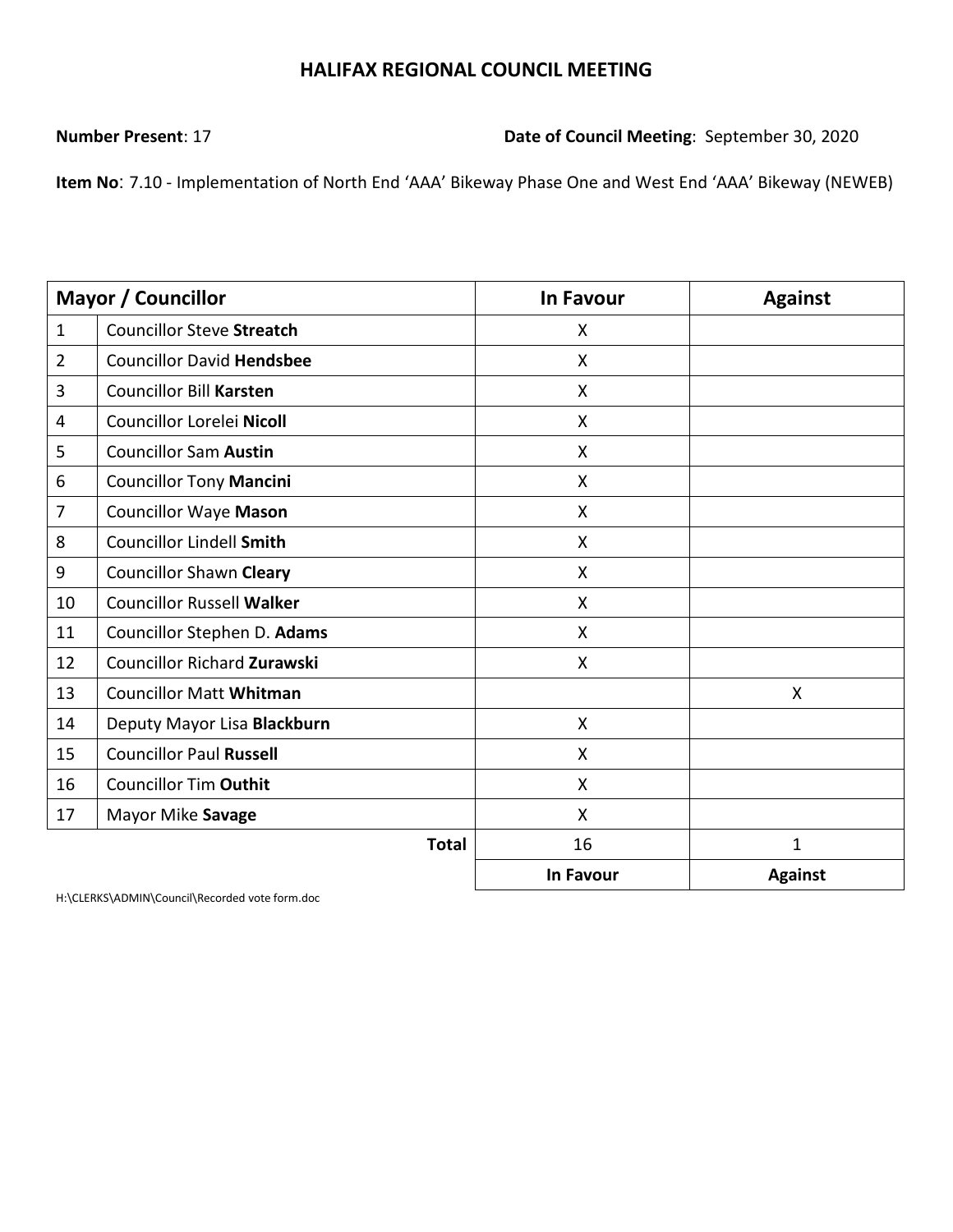# HALIFAX REGIONAL COUNCIL MEETING

**Number Present**: 17

**Date of Council Meeting**: September 30, 2020

**Item No**: 7.10 - Implementation of North End 'AAA' Bikeway Phase One and West End 'AAA' Bikeway (NEWEB)

| Mayor / Councillor | | In Favour | Against |
|---|---|---|---|
| 1 | Councillor Steve **Streatch** | X | |
| 2 | Councillor David **Hendsbee** | X | |
| 3 | Councillor Bill **Karsten** | X | |
| 4 | Councillor Lorelei **Nicoll** | X | |
| 5 | Councillor Sam **Austin** | X | |
| 6 | Councillor Tony **Mancini** | X | |
| 7 | Councillor Waye **Mason** | X | |
| 8 | Councillor Lindell **Smith** | X | |
| 9 | Councillor Shawn **Cleary** | X | |
| 10 | Councillor Russell **Walker** | X | |
| 11 | Councillor Stephen D. **Adams** | X | |
| 12 | Councillor Richard **Zurawski** | X | |
| 13 | Councillor Matt **Whitman** | | X |
| 14 | Deputy Mayor Lisa **Blackburn** | X | |
| 15 | Councillor Paul **Russell** | X | |
| 16 | Councillor Tim **Outhit** | X | |
| 17 | Mayor Mike **Savage** | X | |
| | **Total** | 16 | 1 |
| | | **In Favour** | **Against** |

H:\CLERKS\ADMIN\Council\Recorded vote form.doc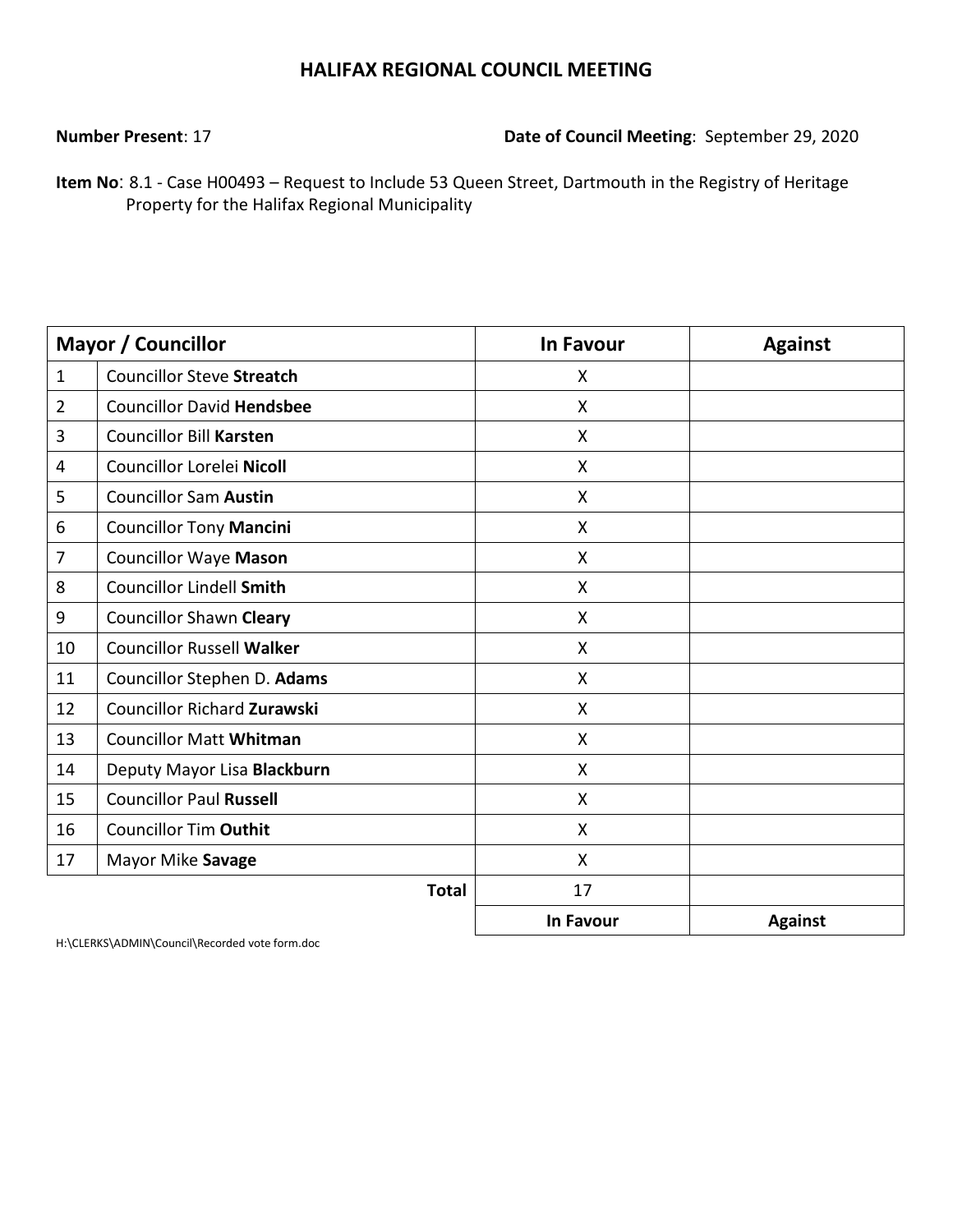# HALIFAX REGIONAL COUNCIL MEETING

**Number Present**: 17 **Date of Council Meeting**: September 29, 2020

**Item No**: 8.1 - Case H00493 – Request to Include 53 Queen Street, Dartmouth in the Registry of Heritage Property for the Halifax Regional Municipality

| Mayor / Councillor | | In Favour | Against |
|---|---|---|---|
| 1 | Councillor Steve **Streatch** | X | |
| 2 | Councillor David **Hendsbee** | X | |
| 3 | Councillor Bill **Karsten** | X | |
| 4 | Councillor Lorelei **Nicoll** | X | |
| 5 | Councillor Sam **Austin** | X | |
| 6 | Councillor Tony **Mancini** | X | |
| 7 | Councillor Waye **Mason** | X | |
| 8 | Councillor Lindell **Smith** | X | |
| 9 | Councillor Shawn **Cleary** | X | |
| 10 | Councillor Russell **Walker** | X | |
| 11 | Councillor Stephen D. **Adams** | X | |
| 12 | Councillor Richard **Zurawski** | X | |
| 13 | Councillor Matt **Whitman** | X | |
| 14 | Deputy Mayor Lisa **Blackburn** | X | |
| 15 | Councillor Paul **Russell** | X | |
| 16 | Councillor Tim **Outhit** | X | |
| 17 | Mayor Mike **Savage** | X | |
| | **Total** | 17 | |
| | | **In Favour** | **Against** |

H:\CLERKS\ADMIN\Council\Recorded vote form.doc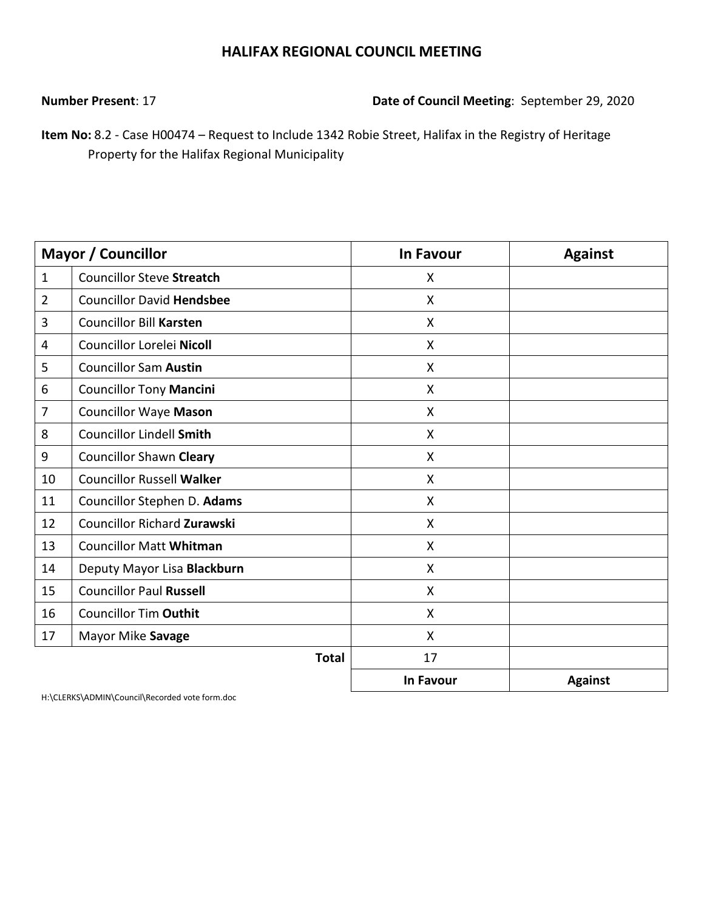# HALIFAX REGIONAL COUNCIL MEETING

**Number Present**: 17

**Date of Council Meeting**: September 29, 2020

**Item No:** 8.2 - Case H00474 – Request to Include 1342 Robie Street, Halifax in the Registry of Heritage Property for the Halifax Regional Municipality

| Mayor / Councillor | | In Favour | Against |
|---|---|---|---|
| 1 | Councillor Steve **Streatch** | X | |
| 2 | Councillor David **Hendsbee** | X | |
| 3 | Councillor Bill **Karsten** | X | |
| 4 | Councillor Lorelei **Nicoll** | X | |
| 5 | Councillor Sam **Austin** | X | |
| 6 | Councillor Tony **Mancini** | X | |
| 7 | Councillor Waye **Mason** | X | |
| 8 | Councillor Lindell **Smith** | X | |
| 9 | Councillor Shawn **Cleary** | X | |
| 10 | Councillor Russell **Walker** | X | |
| 11 | Councillor Stephen D. **Adams** | X | |
| 12 | Councillor Richard **Zurawski** | X | |
| 13 | Councillor Matt **Whitman** | X | |
| 14 | Deputy Mayor Lisa **Blackburn** | X | |
| 15 | Councillor Paul **Russell** | X | |
| 16 | Councillor Tim **Outhit** | X | |
| 17 | Mayor Mike **Savage** | X | |
| | **Total** | 17 | |
| | | **In Favour** | **Against** |

H:\CLERKS\ADMIN\Council\Recorded vote form.doc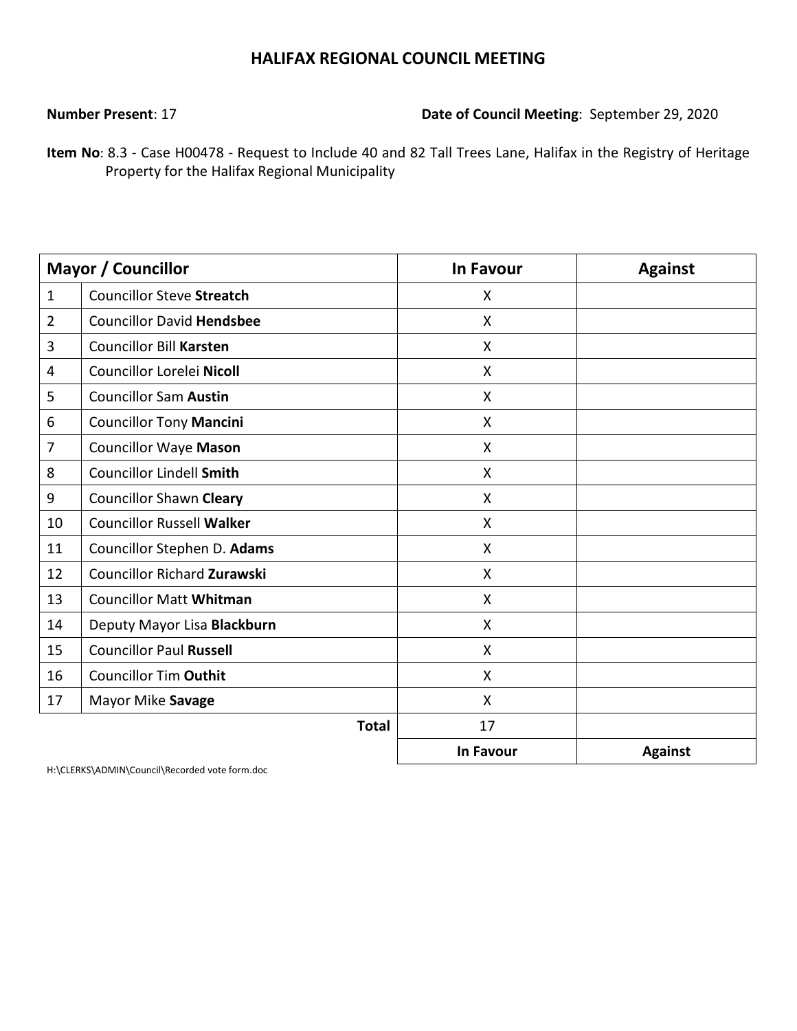# HALIFAX REGIONAL COUNCIL MEETING

**Number Present**: 17

**Date of Council Meeting**: September 29, 2020

**Item No**: 8.3 - Case H00478 - Request to Include 40 and 82 Tall Trees Lane, Halifax in the Registry of Heritage Property for the Halifax Regional Municipality

| Mayor / Councillor | | In Favour | Against |
|---|---|---|---|
| 1 | Councillor Steve **Streatch** | X | |
| 2 | Councillor David **Hendsbee** | X | |
| 3 | Councillor Bill **Karsten** | X | |
| 4 | Councillor Lorelei **Nicoll** | X | |
| 5 | Councillor Sam **Austin** | X | |
| 6 | Councillor Tony **Mancini** | X | |
| 7 | Councillor Waye **Mason** | X | |
| 8 | Councillor Lindell **Smith** | X | |
| 9 | Councillor Shawn **Cleary** | X | |
| 10 | Councillor Russell **Walker** | X | |
| 11 | Councillor Stephen D. **Adams** | X | |
| 12 | Councillor Richard **Zurawski** | X | |
| 13 | Councillor Matt **Whitman** | X | |
| 14 | Deputy Mayor Lisa **Blackburn** | X | |
| 15 | Councillor Paul **Russell** | X | |
| 16 | Councillor Tim **Outhit** | X | |
| 17 | Mayor Mike **Savage** | X | |
| | **Total** | 17 | |
| | | **In Favour** | **Against** |

H:\CLERKS\ADMIN\Council\Recorded vote form.doc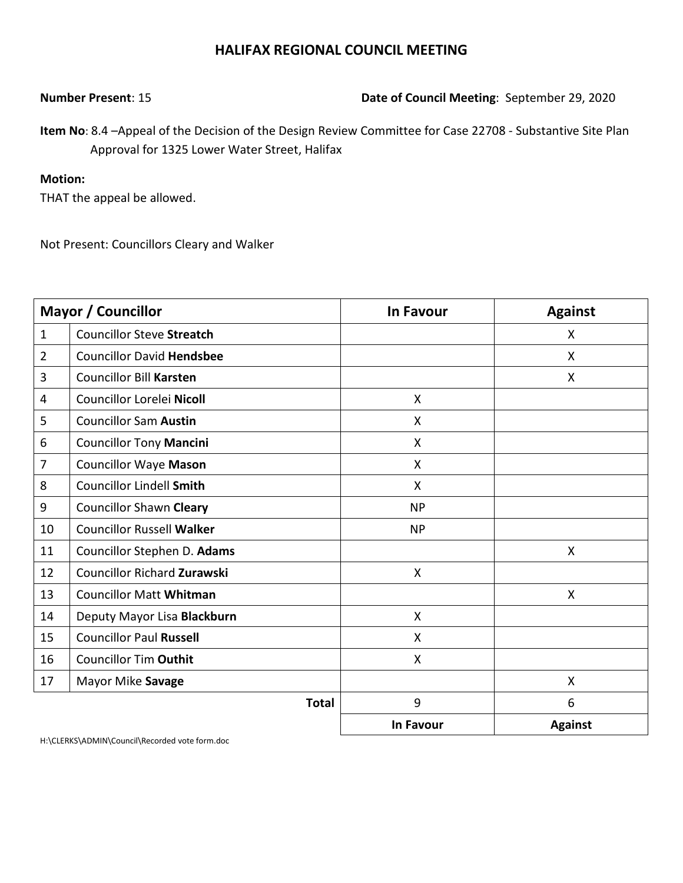## HALIFAX REGIONAL COUNCIL MEETING

**Number Present**: 15 **Date of Council Meeting**: September 29, 2020

**Item No**: 8.4 –Appeal of the Decision of the Design Review Committee for Case 22708 - Substantive Site Plan Approval for 1325 Lower Water Street, Halifax

**Motion:**
THAT the appeal be allowed.

Not Present: Councillors Cleary and Walker

| Mayor / Councillor | | In Favour | Against |
|---|---|---|---|
| 1 | Councillor Steve **Streatch** | | X |
| 2 | Councillor David **Hendsbee** | | X |
| 3 | Councillor Bill **Karsten** | | X |
| 4 | Councillor Lorelei **Nicoll** | X | |
| 5 | Councillor Sam **Austin** | X | |
| 6 | Councillor Tony **Mancini** | X | |
| 7 | Councillor Waye **Mason** | X | |
| 8 | Councillor Lindell **Smith** | X | |
| 9 | Councillor Shawn **Cleary** | NP | |
| 10 | Councillor Russell **Walker** | NP | |
| 11 | Councillor Stephen D. **Adams** | | X |
| 12 | Councillor Richard **Zurawski** | X | |
| 13 | Councillor Matt **Whitman** | | X |
| 14 | Deputy Mayor Lisa **Blackburn** | X | |
| 15 | Councillor Paul **Russell** | X | |
| 16 | Councillor Tim **Outhit** | X | |
| 17 | Mayor Mike **Savage** | | X |
| | **Total** | 9 | 6 |
| | | **In Favour** | **Against** |

H:\CLERKS\ADMIN\Council\Recorded vote form.doc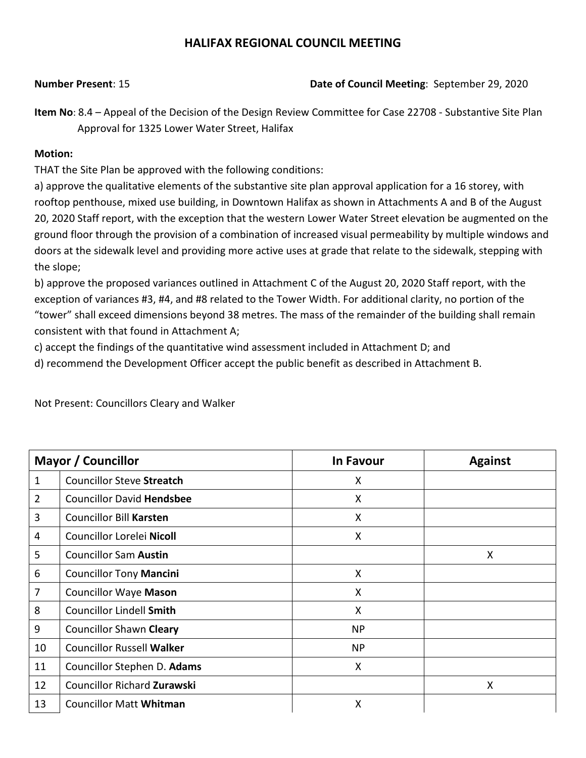## HALIFAX REGIONAL COUNCIL MEETING

**Number Present**: 15 **Date of Council Meeting**: September 29, 2020

**Item No**: 8.4 – Appeal of the Decision of the Design Review Committee for Case 22708 - Substantive Site Plan Approval for 1325 Lower Water Street, Halifax

**Motion:**

THAT the Site Plan be approved with the following conditions:

a) approve the qualitative elements of the substantive site plan approval application for a 16 storey, with rooftop penthouse, mixed use building, in Downtown Halifax as shown in Attachments A and B of the August 20, 2020 Staff report, with the exception that the western Lower Water Street elevation be augmented on the ground floor through the provision of a combination of increased visual permeability by multiple windows and doors at the sidewalk level and providing more active uses at grade that relate to the sidewalk, stepping with the slope;

b) approve the proposed variances outlined in Attachment C of the August 20, 2020 Staff report, with the exception of variances #3, #4, and #8 related to the Tower Width. For additional clarity, no portion of the "tower" shall exceed dimensions beyond 38 metres. The mass of the remainder of the building shall remain consistent with that found in Attachment A;

c) accept the findings of the quantitative wind assessment included in Attachment D; and

d) recommend the Development Officer accept the public benefit as described in Attachment B.

Not Present: Councillors Cleary and Walker

| Mayor / Councillor | | In Favour | Against |
|---|---|---|---|
| 1 | Councillor Steve **Streatch** | X | |
| 2 | Councillor David **Hendsbee** | X | |
| 3 | Councillor Bill **Karsten** | X | |
| 4 | Councillor Lorelei **Nicoll** | X | |
| 5 | Councillor Sam **Austin** | | X |
| 6 | Councillor Tony **Mancini** | X | |
| 7 | Councillor Waye **Mason** | X | |
| 8 | Councillor Lindell **Smith** | X | |
| 9 | Councillor Shawn **Cleary** | NP | |
| 10 | Councillor Russell **Walker** | NP | |
| 11 | Councillor Stephen D. **Adams** | X | |
| 12 | Councillor Richard **Zurawski** | | X |
| 13 | Councillor Matt **Whitman** | X | |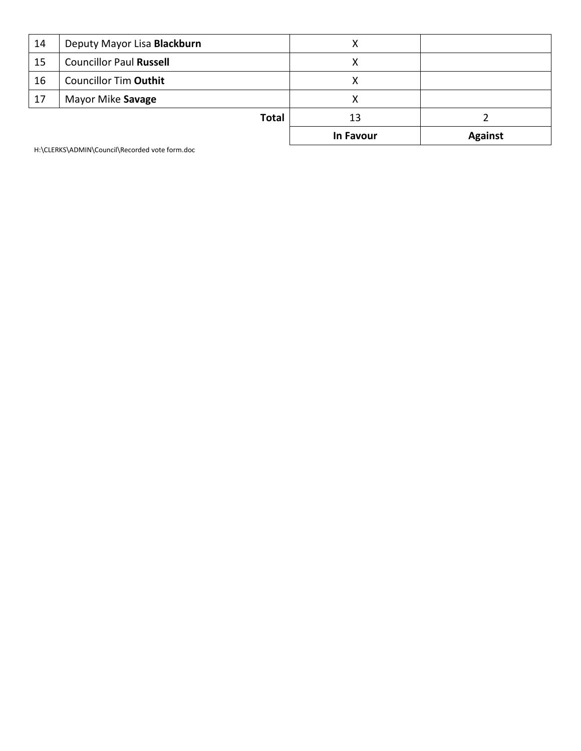| 14 | Deputy Mayor Lisa **Blackburn** | X | |
|---|---|---|---|
| 15 | Councillor Paul **Russell** | X | |
| 16 | Councillor Tim **Outhit** | X | |
| 17 | Mayor Mike **Savage** | X | |
| | **Total** | 13 | 2 |
| | | **In Favour** | **Against** |

H:\CLERKS\ADMIN\Council\Recorded vote form.doc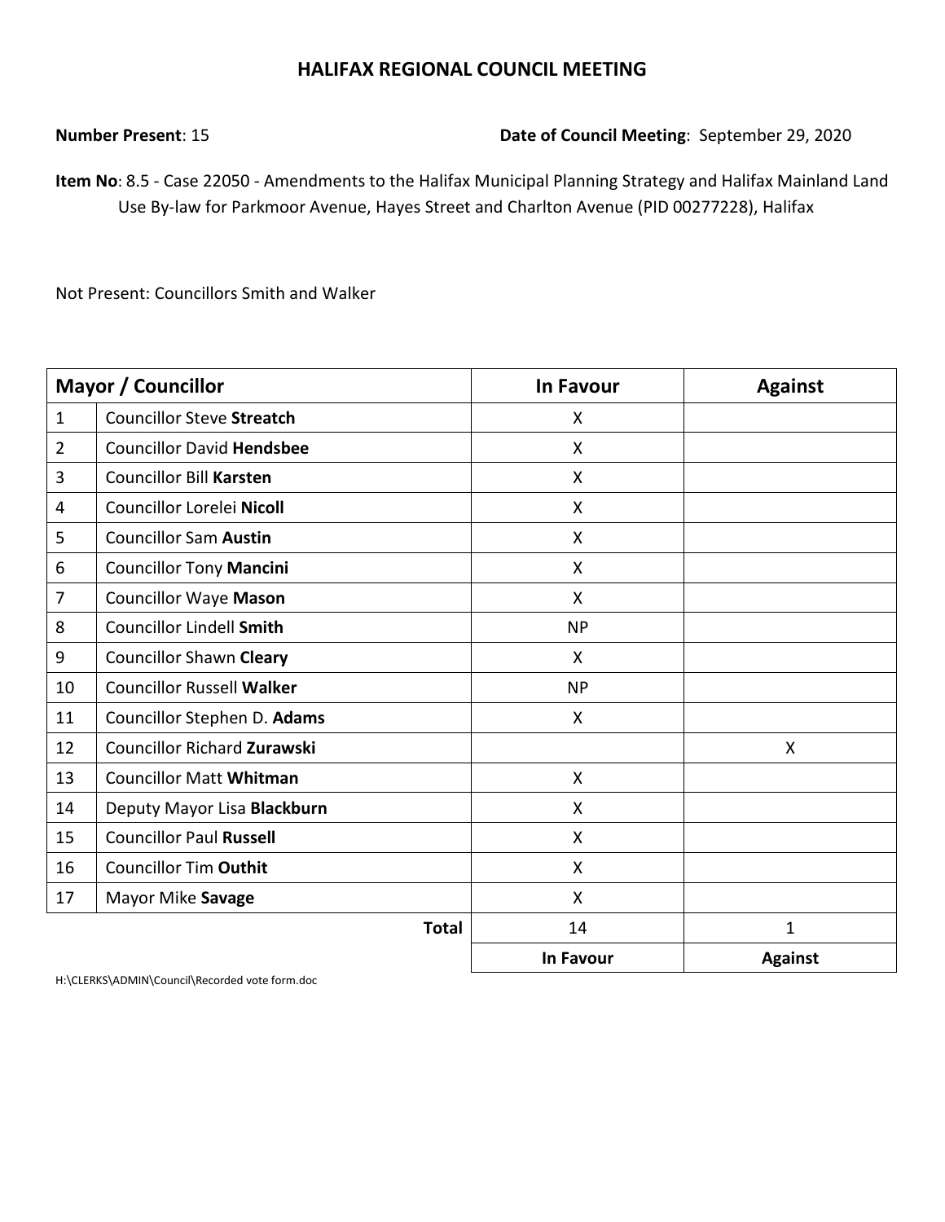# HALIFAX REGIONAL COUNCIL MEETING

**Number Present**: 15 **Date of Council Meeting**: September 29, 2020

**Item No**: 8.5 - Case 22050 - Amendments to the Halifax Municipal Planning Strategy and Halifax Mainland Land Use By-law for Parkmoor Avenue, Hayes Street and Charlton Avenue (PID 00277228), Halifax

Not Present: Councillors Smith and Walker

| Mayor / Councillor | | In Favour | Against |
|---|---|---|---|
| 1 | Councillor Steve **Streatch** | X | |
| 2 | Councillor David **Hendsbee** | X | |
| 3 | Councillor Bill **Karsten** | X | |
| 4 | Councillor Lorelei **Nicoll** | X | |
| 5 | Councillor Sam **Austin** | X | |
| 6 | Councillor Tony **Mancini** | X | |
| 7 | Councillor Waye **Mason** | X | |
| 8 | Councillor Lindell **Smith** | NP | |
| 9 | Councillor Shawn **Cleary** | X | |
| 10 | Councillor Russell **Walker** | NP | |
| 11 | Councillor Stephen D. **Adams** | X | |
| 12 | Councillor Richard **Zurawski** | | X |
| 13 | Councillor Matt **Whitman** | X | |
| 14 | Deputy Mayor Lisa **Blackburn** | X | |
| 15 | Councillor Paul **Russell** | X | |
| 16 | Councillor Tim **Outhit** | X | |
| 17 | Mayor Mike **Savage** | X | |
| | **Total** | 14 | 1 |
| | | **In Favour** | **Against** |

H:\CLERKS\ADMIN\Council\Recorded vote form.doc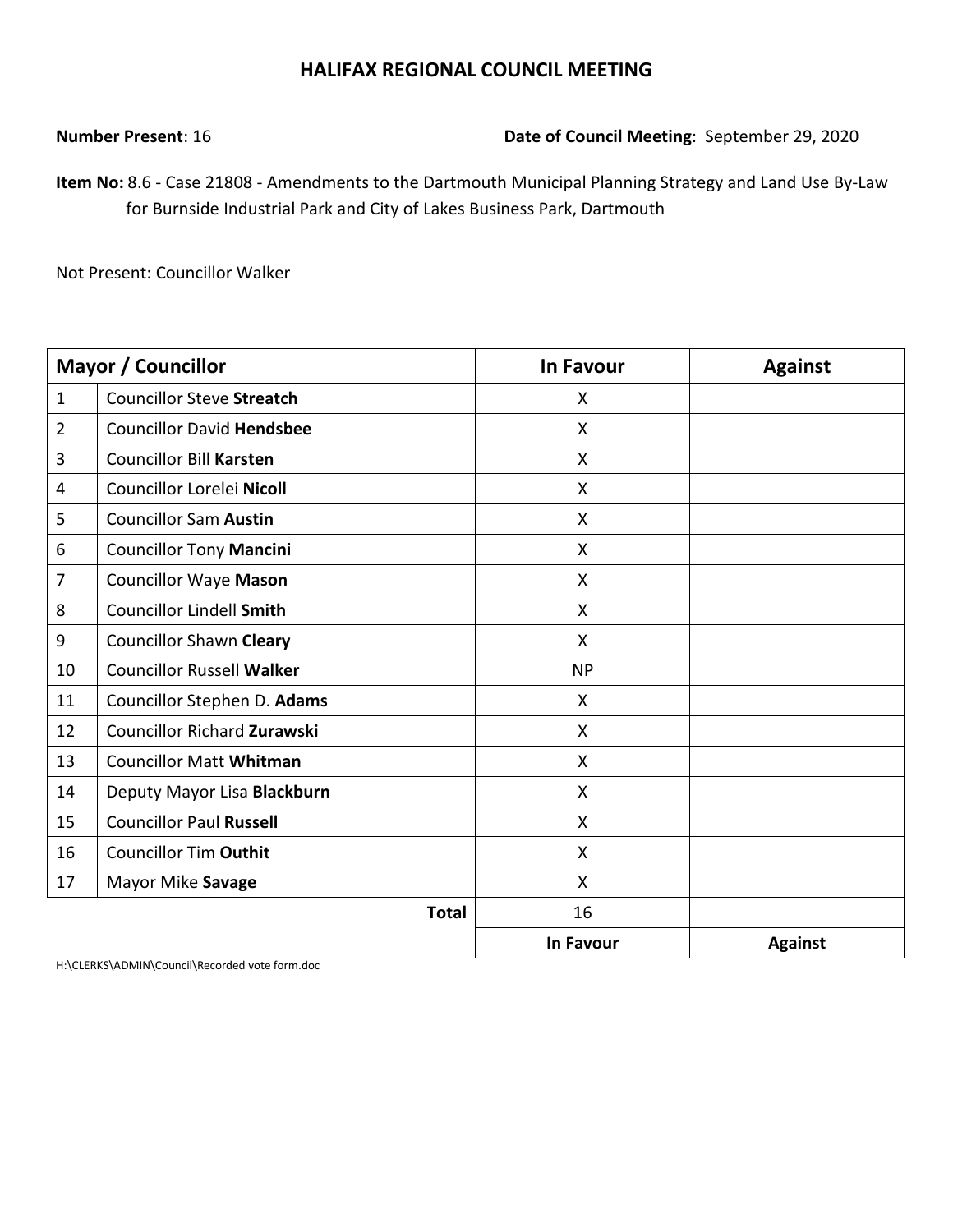# HALIFAX REGIONAL COUNCIL MEETING

**Number Present**: 16 **Date of Council Meeting**: September 29, 2020

**Item No:** 8.6 - Case 21808 - Amendments to the Dartmouth Municipal Planning Strategy and Land Use By-Law for Burnside Industrial Park and City of Lakes Business Park, Dartmouth

Not Present: Councillor Walker

| Mayor / Councillor | | In Favour | Against |
|---|---|---|---|
| 1 | Councillor Steve **Streatch** | X | |
| 2 | Councillor David **Hendsbee** | X | |
| 3 | Councillor Bill **Karsten** | X | |
| 4 | Councillor Lorelei **Nicoll** | X | |
| 5 | Councillor Sam **Austin** | X | |
| 6 | Councillor Tony **Mancini** | X | |
| 7 | Councillor Waye **Mason** | X | |
| 8 | Councillor Lindell **Smith** | X | |
| 9 | Councillor Shawn **Cleary** | X | |
| 10 | Councillor Russell **Walker** | NP | |
| 11 | Councillor Stephen D. **Adams** | X | |
| 12 | Councillor Richard **Zurawski** | X | |
| 13 | Councillor Matt **Whitman** | X | |
| 14 | Deputy Mayor Lisa **Blackburn** | X | |
| 15 | Councillor Paul **Russell** | X | |
| 16 | Councillor Tim **Outhit** | X | |
| 17 | Mayor Mike **Savage** | X | |
| | **Total** | 16 | |
| | | **In Favour** | **Against** |

H:\CLERKS\ADMIN\Council\Recorded vote form.doc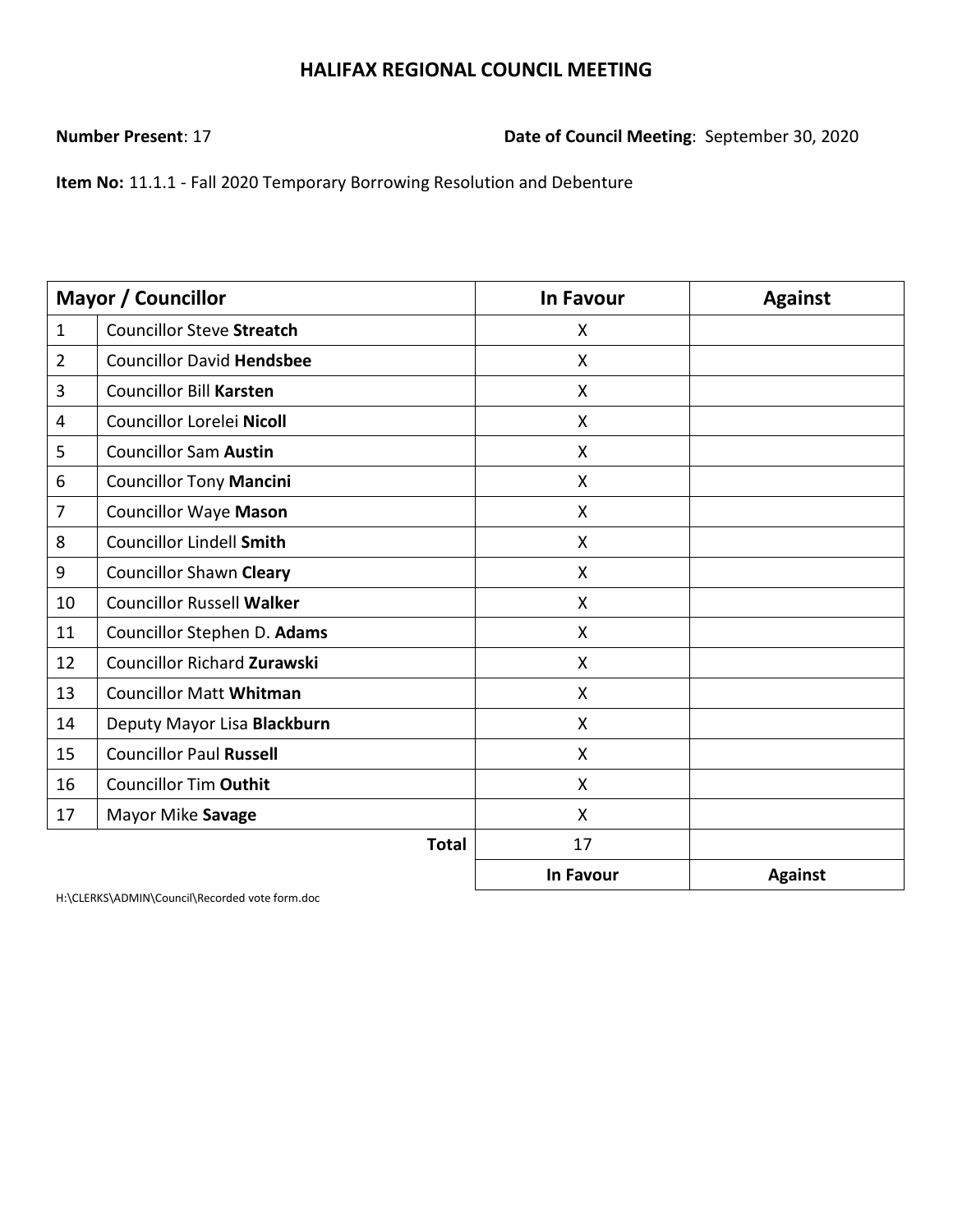# HALIFAX REGIONAL COUNCIL MEETING

**Number Present**: 17

**Date of Council Meeting**: September 30, 2020

**Item No:** 11.1.1 - Fall 2020 Temporary Borrowing Resolution and Debenture

| Mayor / Councillor | | In Favour | Against |
|---|---|---|---|
| 1 | Councillor Steve **Streatch** | X | |
| 2 | Councillor David **Hendsbee** | X | |
| 3 | Councillor Bill **Karsten** | X | |
| 4 | Councillor Lorelei **Nicoll** | X | |
| 5 | Councillor Sam **Austin** | X | |
| 6 | Councillor Tony **Mancini** | X | |
| 7 | Councillor Waye **Mason** | X | |
| 8 | Councillor Lindell **Smith** | X | |
| 9 | Councillor Shawn **Cleary** | X | |
| 10 | Councillor Russell **Walker** | X | |
| 11 | Councillor Stephen D. **Adams** | X | |
| 12 | Councillor Richard **Zurawski** | X | |
| 13 | Councillor Matt **Whitman** | X | |
| 14 | Deputy Mayor Lisa **Blackburn** | X | |
| 15 | Councillor Paul **Russell** | X | |
| 16 | Councillor Tim **Outhit** | X | |
| 17 | Mayor Mike **Savage** | X | |
| | **Total** | 17 | |
| | | **In Favour** | **Against** |

H:\CLERKS\ADMIN\Council\Recorded vote form.doc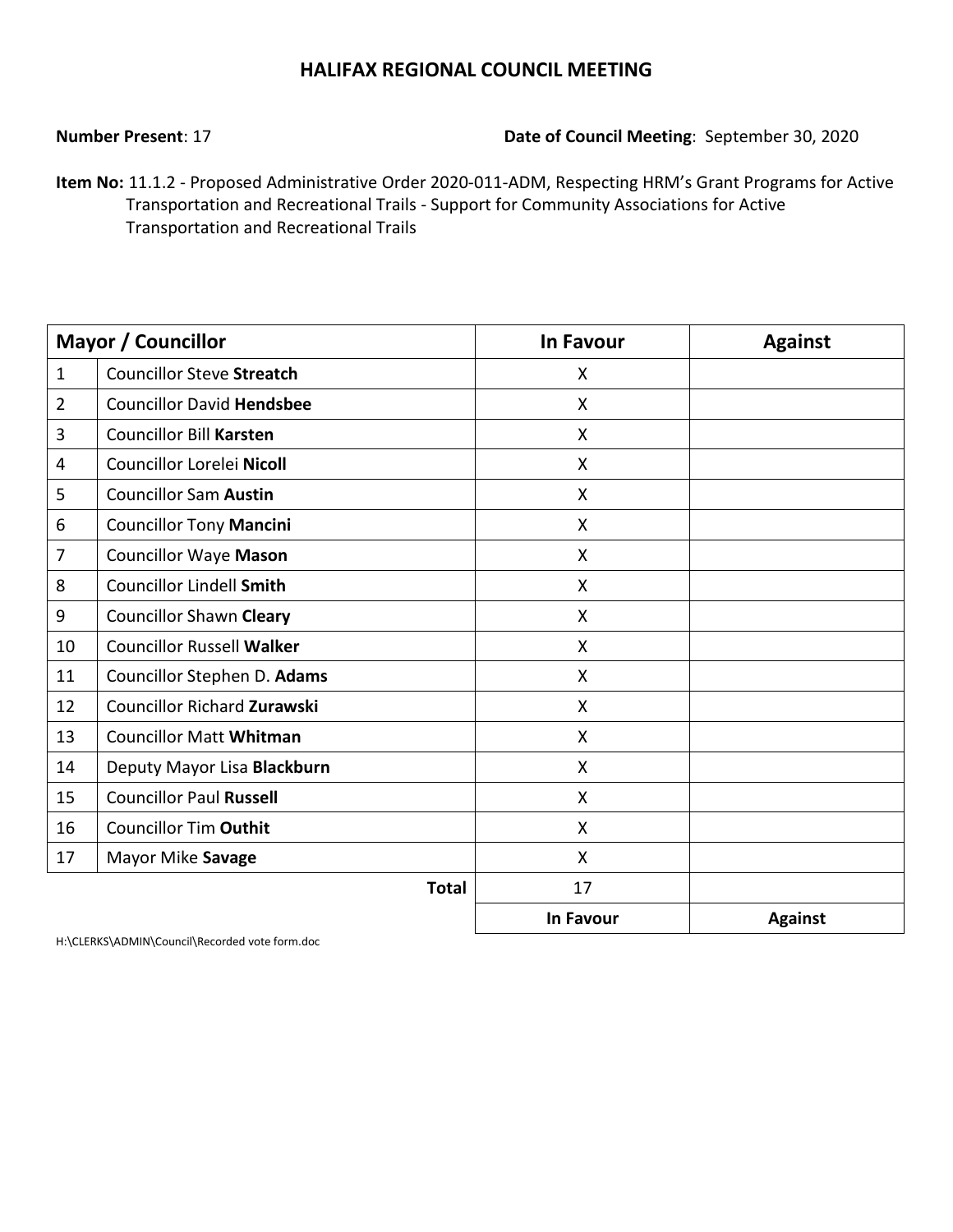## HALIFAX REGIONAL COUNCIL MEETING

**Number Present**: 17 **Date of Council Meeting**: September 30, 2020

**Item No:** 11.1.2 - Proposed Administrative Order 2020-011-ADM, Respecting HRM's Grant Programs for Active Transportation and Recreational Trails - Support for Community Associations for Active Transportation and Recreational Trails

| Mayor / Councillor | | In Favour | Against |
|---|---|---|---|
| 1 | Councillor Steve **Streatch** | X | |
| 2 | Councillor David **Hendsbee** | X | |
| 3 | Councillor Bill **Karsten** | X | |
| 4 | Councillor Lorelei **Nicoll** | X | |
| 5 | Councillor Sam **Austin** | X | |
| 6 | Councillor Tony **Mancini** | X | |
| 7 | Councillor Waye **Mason** | X | |
| 8 | Councillor Lindell **Smith** | X | |
| 9 | Councillor Shawn **Cleary** | X | |
| 10 | Councillor Russell **Walker** | X | |
| 11 | Councillor Stephen D. **Adams** | X | |
| 12 | Councillor Richard **Zurawski** | X | |
| 13 | Councillor Matt **Whitman** | X | |
| 14 | Deputy Mayor Lisa **Blackburn** | X | |
| 15 | Councillor Paul **Russell** | X | |
| 16 | Councillor Tim **Outhit** | X | |
| 17 | Mayor Mike **Savage** | X | |
| | **Total** | 17 | |
| | | **In Favour** | **Against** |

H:\CLERKS\ADMIN\Council\Recorded vote form.doc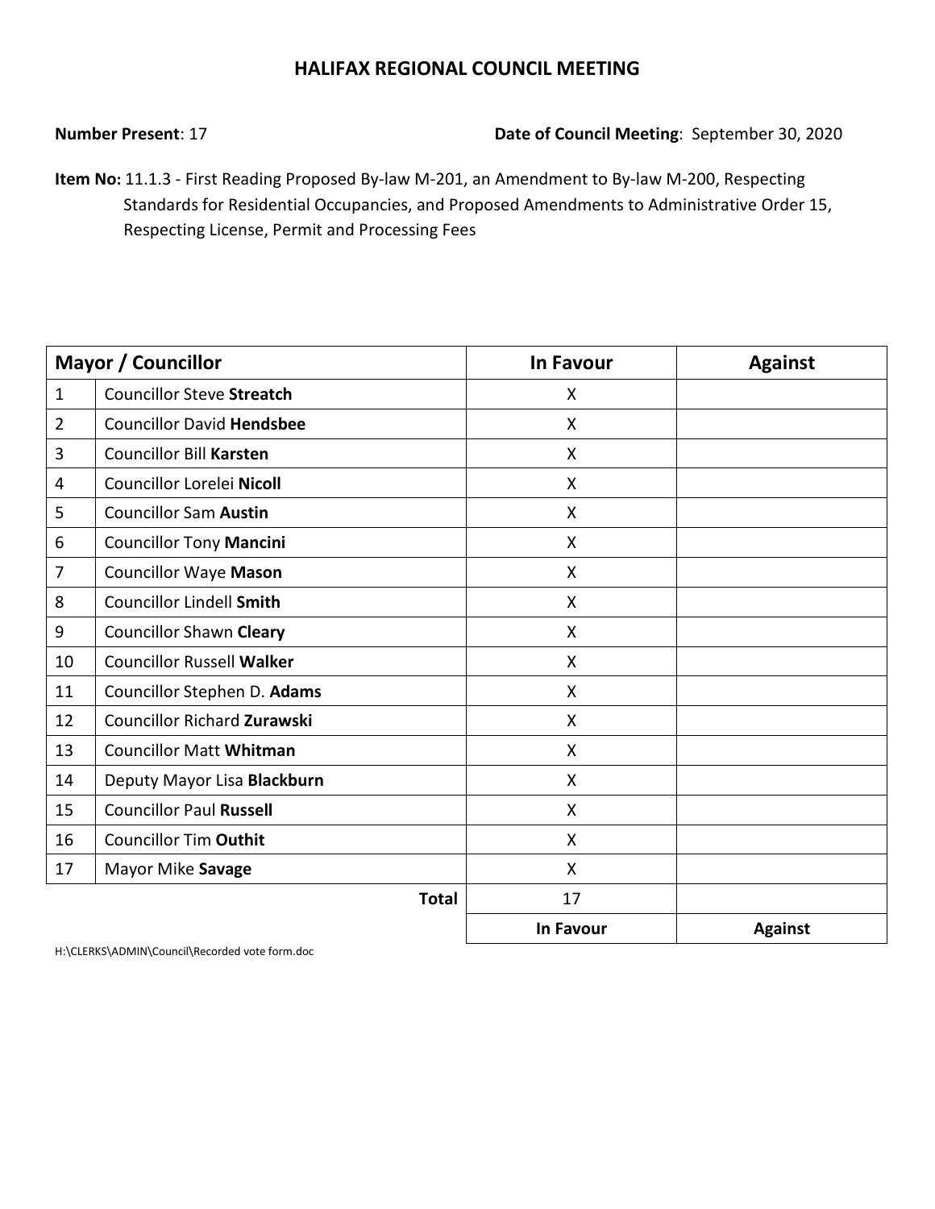# HALIFAX REGIONAL COUNCIL MEETING

**Number Present**: 17

**Date of Council Meeting**: September 30, 2020

**Item No:** 11.1.3 - First Reading Proposed By-law M-201, an Amendment to By-law M-200, Respecting Standards for Residential Occupancies, and Proposed Amendments to Administrative Order 15, Respecting License, Permit and Processing Fees

| Mayor / Councillor | | In Favour | Against |
|---|---|---|---|
| 1 | Councillor Steve **Streatch** | X | |
| 2 | Councillor David **Hendsbee** | X | |
| 3 | Councillor Bill **Karsten** | X | |
| 4 | Councillor Lorelei **Nicoll** | X | |
| 5 | Councillor Sam **Austin** | X | |
| 6 | Councillor Tony **Mancini** | X | |
| 7 | Councillor Waye **Mason** | X | |
| 8 | Councillor Lindell **Smith** | X | |
| 9 | Councillor Shawn **Cleary** | X | |
| 10 | Councillor Russell **Walker** | X | |
| 11 | Councillor Stephen D. **Adams** | X | |
| 12 | Councillor Richard **Zurawski** | X | |
| 13 | Councillor Matt **Whitman** | X | |
| 14 | Deputy Mayor Lisa **Blackburn** | X | |
| 15 | Councillor Paul **Russell** | X | |
| 16 | Councillor Tim **Outhit** | X | |
| 17 | Mayor Mike **Savage** | X | |
| | **Total** | 17 | |
| | | **In Favour** | **Against** |

H:\CLERKS\ADMIN\Council\Recorded vote form.doc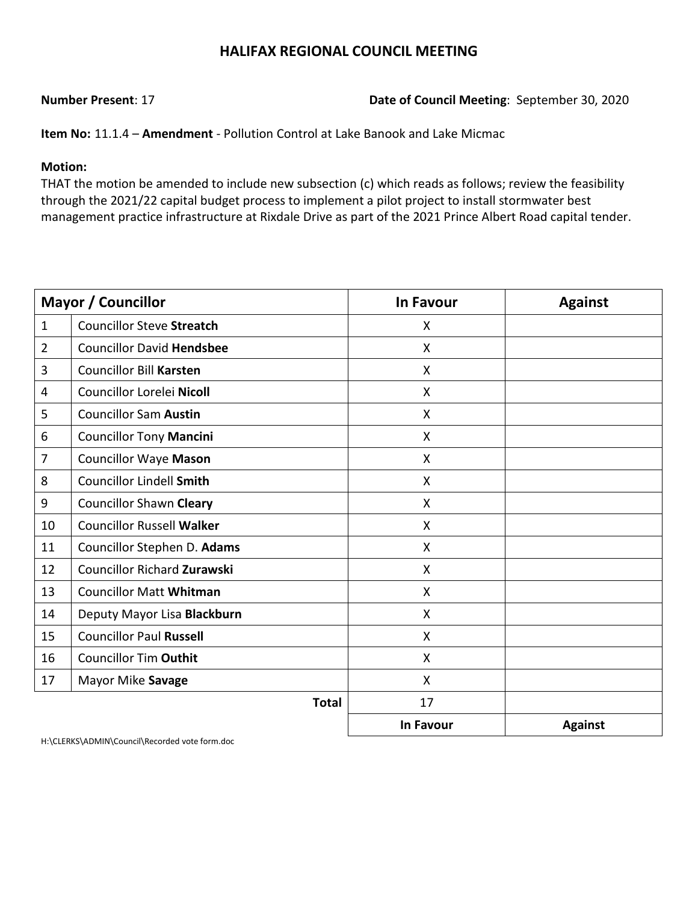# HALIFAX REGIONAL COUNCIL MEETING

**Number Present**: 17 **Date of Council Meeting**: September 30, 2020

**Item No:** 11.1.4 – **Amendment** - Pollution Control at Lake Banook and Lake Micmac

**Motion:**
THAT the motion be amended to include new subsection (c) which reads as follows; review the feasibility through the 2021/22 capital budget process to implement a pilot project to install stormwater best management practice infrastructure at Rixdale Drive as part of the 2021 Prince Albert Road capital tender.

| Mayor / Councillor | | In Favour | Against |
|---|---|---|---|
| 1 | Councillor Steve **Streatch** | X | |
| 2 | Councillor David **Hendsbee** | X | |
| 3 | Councillor Bill **Karsten** | X | |
| 4 | Councillor Lorelei **Nicoll** | X | |
| 5 | Councillor Sam **Austin** | X | |
| 6 | Councillor Tony **Mancini** | X | |
| 7 | Councillor Waye **Mason** | X | |
| 8 | Councillor Lindell **Smith** | X | |
| 9 | Councillor Shawn **Cleary** | X | |
| 10 | Councillor Russell **Walker** | X | |
| 11 | Councillor Stephen D. **Adams** | X | |
| 12 | Councillor Richard **Zurawski** | X | |
| 13 | Councillor Matt **Whitman** | X | |
| 14 | Deputy Mayor Lisa **Blackburn** | X | |
| 15 | Councillor Paul **Russell** | X | |
| 16 | Councillor Tim **Outhit** | X | |
| 17 | Mayor Mike **Savage** | X | |
| | **Total** | 17 | |
| | | **In Favour** | **Against** |

H:\CLERKS\ADMIN\Council\Recorded vote form.doc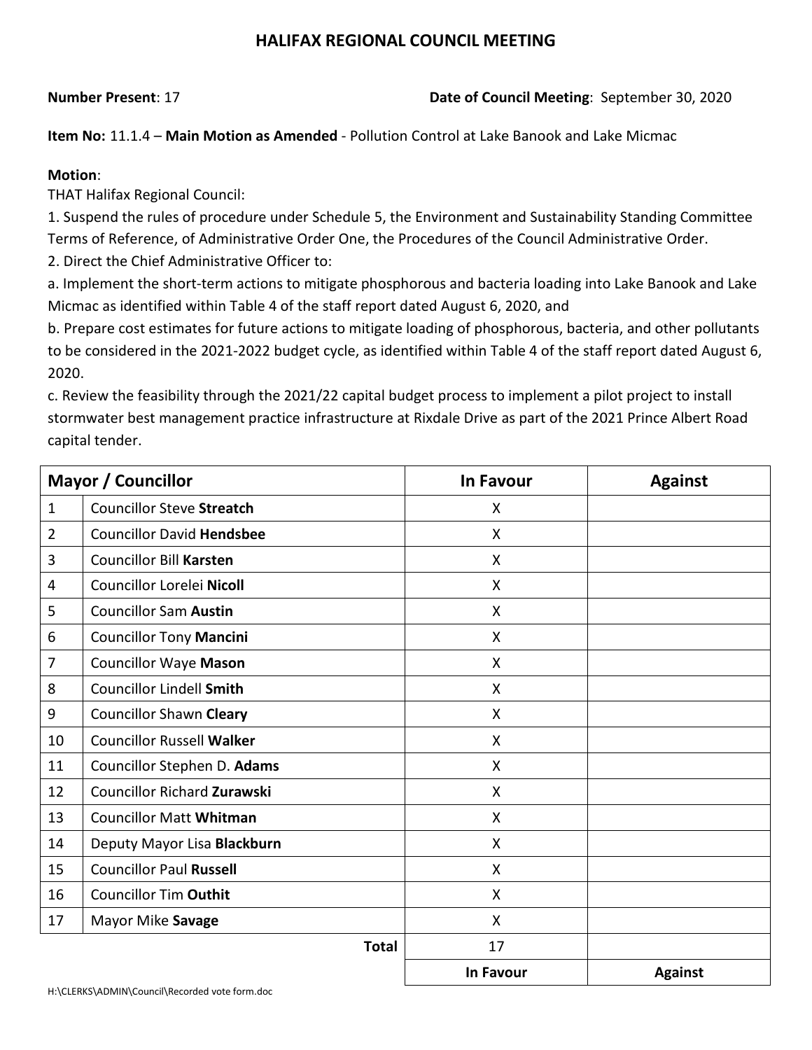# HALIFAX REGIONAL COUNCIL MEETING

**Number Present**: 17 **Date of Council Meeting**: September 30, 2020

**Item No:** 11.1.4 – **Main Motion as Amended** - Pollution Control at Lake Banook and Lake Micmac

**Motion**:

THAT Halifax Regional Council:

1. Suspend the rules of procedure under Schedule 5, the Environment and Sustainability Standing Committee Terms of Reference, of Administrative Order One, the Procedures of the Council Administrative Order.
2. Direct the Chief Administrative Officer to:

a. Implement the short-term actions to mitigate phosphorous and bacteria loading into Lake Banook and Lake Micmac as identified within Table 4 of the staff report dated August 6, 2020, and

b. Prepare cost estimates for future actions to mitigate loading of phosphorous, bacteria, and other pollutants to be considered in the 2021-2022 budget cycle, as identified within Table 4 of the staff report dated August 6, 2020.

c. Review the feasibility through the 2021/22 capital budget process to implement a pilot project to install stormwater best management practice infrastructure at Rixdale Drive as part of the 2021 Prince Albert Road capital tender.

| Mayor / Councillor | | In Favour | Against |
|---|---|---|---|
| 1 | Councillor Steve **Streatch** | X | |
| 2 | Councillor David **Hendsbee** | X | |
| 3 | Councillor Bill **Karsten** | X | |
| 4 | Councillor Lorelei **Nicoll** | X | |
| 5 | Councillor Sam **Austin** | X | |
| 6 | Councillor Tony **Mancini** | X | |
| 7 | Councillor Waye **Mason** | X | |
| 8 | Councillor Lindell **Smith** | X | |
| 9 | Councillor Shawn **Cleary** | X | |
| 10 | Councillor Russell **Walker** | X | |
| 11 | Councillor Stephen D. **Adams** | X | |
| 12 | Councillor Richard **Zurawski** | X | |
| 13 | Councillor Matt **Whitman** | X | |
| 14 | Deputy Mayor Lisa **Blackburn** | X | |
| 15 | Councillor Paul **Russell** | X | |
| 16 | Councillor Tim **Outhit** | X | |
| 17 | Mayor Mike **Savage** | X | |
| | **Total** | 17 | |
| | | **In Favour** | **Against** |

H:\CLERKS\ADMIN\Council\Recorded vote form.doc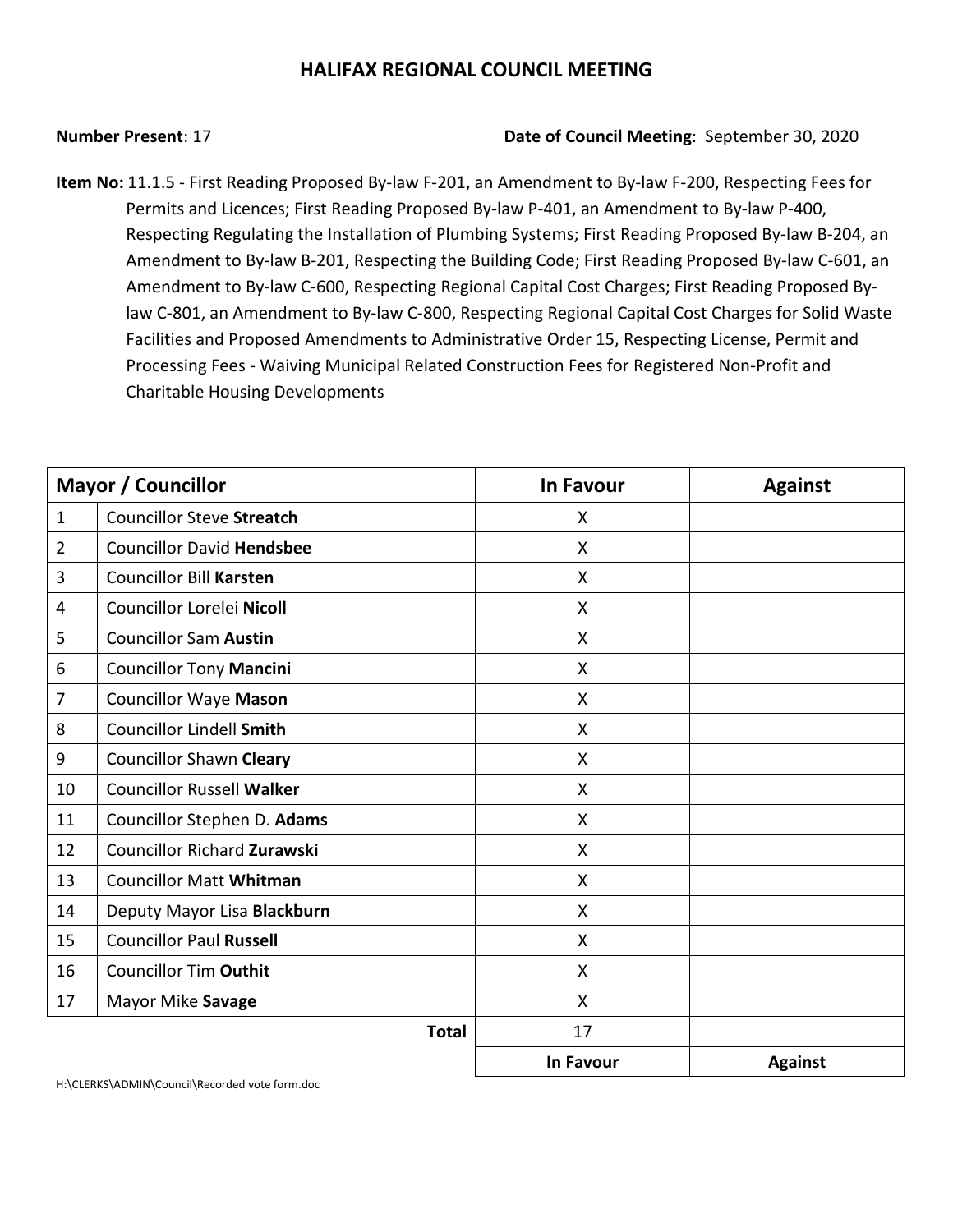# HALIFAX REGIONAL COUNCIL MEETING

**Number Present**: 17 **Date of Council Meeting**: September 30, 2020

**Item No:** 11.1.5 - First Reading Proposed By-law F-201, an Amendment to By-law F-200, Respecting Fees for Permits and Licences; First Reading Proposed By-law P-401, an Amendment to By-law P-400, Respecting Regulating the Installation of Plumbing Systems; First Reading Proposed By-law B-204, an Amendment to By-law B-201, Respecting the Building Code; First Reading Proposed By-law C-601, an Amendment to By-law C-600, Respecting Regional Capital Cost Charges; First Reading Proposed By-law C-801, an Amendment to By-law C-800, Respecting Regional Capital Cost Charges for Solid Waste Facilities and Proposed Amendments to Administrative Order 15, Respecting License, Permit and Processing Fees - Waiving Municipal Related Construction Fees for Registered Non-Profit and Charitable Housing Developments

| Mayor / Councillor | | In Favour | Against |
|---|---|---|---|
| 1 | Councillor Steve **Streatch** | X | |
| 2 | Councillor David **Hendsbee** | X | |
| 3 | Councillor Bill **Karsten** | X | |
| 4 | Councillor Lorelei **Nicoll** | X | |
| 5 | Councillor Sam **Austin** | X | |
| 6 | Councillor Tony **Mancini** | X | |
| 7 | Councillor Waye **Mason** | X | |
| 8 | Councillor Lindell **Smith** | X | |
| 9 | Councillor Shawn **Cleary** | X | |
| 10 | Councillor Russell **Walker** | X | |
| 11 | Councillor Stephen D. **Adams** | X | |
| 12 | Councillor Richard **Zurawski** | X | |
| 13 | Councillor Matt **Whitman** | X | |
| 14 | Deputy Mayor Lisa **Blackburn** | X | |
| 15 | Councillor Paul **Russell** | X | |
| 16 | Councillor Tim **Outhit** | X | |
| 17 | Mayor Mike **Savage** | X | |
| | **Total** | 17 | |
| | | **In Favour** | **Against** |

H:\CLERKS\ADMIN\Council\Recorded vote form.doc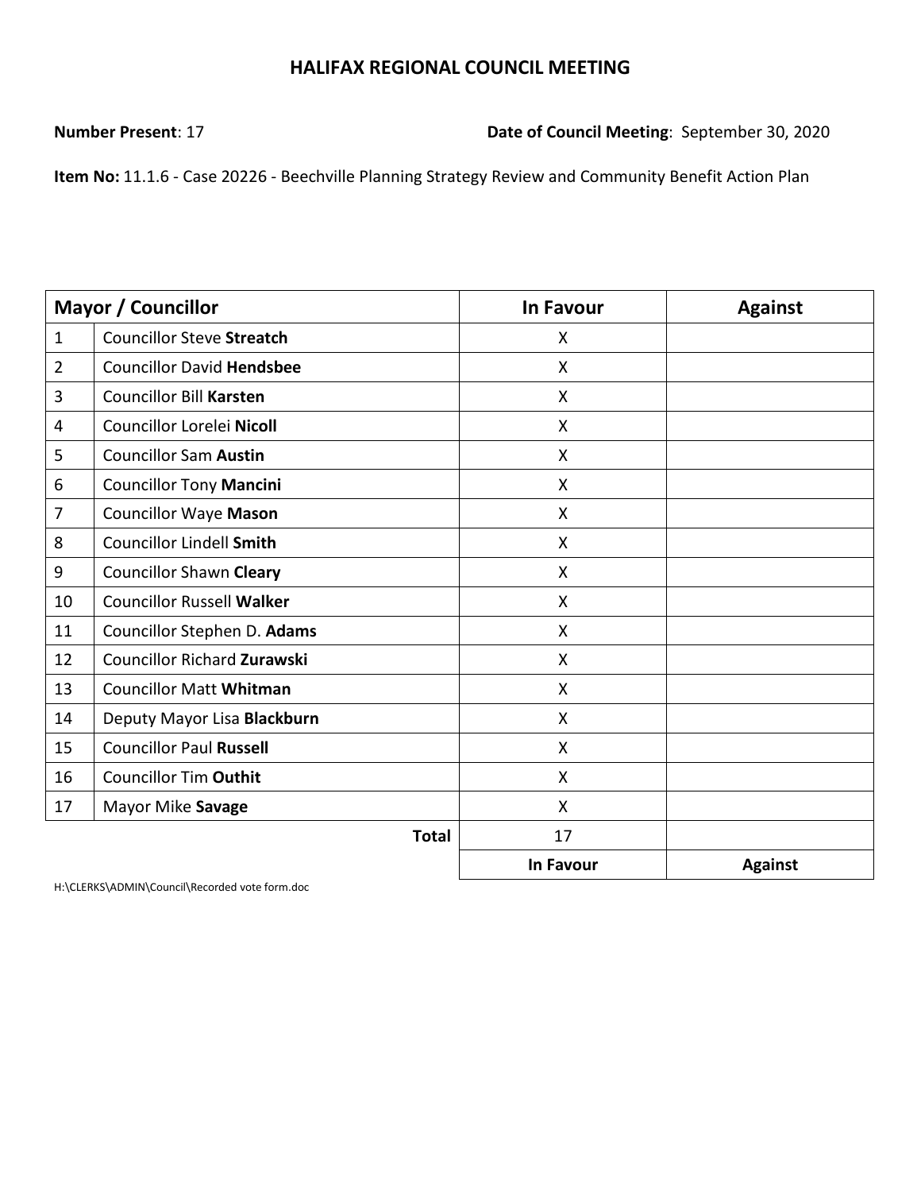# HALIFAX REGIONAL COUNCIL MEETING

**Number Present**: 17 **Date of Council Meeting**: September 30, 2020

**Item No:** 11.1.6 - Case 20226 - Beechville Planning Strategy Review and Community Benefit Action Plan

| Mayor / Councillor | | In Favour | Against |
|---|---|---|---|
| 1 | Councillor Steve **Streatch** | X | |
| 2 | Councillor David **Hendsbee** | X | |
| 3 | Councillor Bill **Karsten** | X | |
| 4 | Councillor Lorelei **Nicoll** | X | |
| 5 | Councillor Sam **Austin** | X | |
| 6 | Councillor Tony **Mancini** | X | |
| 7 | Councillor Waye **Mason** | X | |
| 8 | Councillor Lindell **Smith** | X | |
| 9 | Councillor Shawn **Cleary** | X | |
| 10 | Councillor Russell **Walker** | X | |
| 11 | Councillor Stephen D. **Adams** | X | |
| 12 | Councillor Richard **Zurawski** | X | |
| 13 | Councillor Matt **Whitman** | X | |
| 14 | Deputy Mayor Lisa **Blackburn** | X | |
| 15 | Councillor Paul **Russell** | X | |
| 16 | Councillor Tim **Outhit** | X | |
| 17 | Mayor Mike **Savage** | X | |
| | **Total** | 17 | |
| | | **In Favour** | **Against** |

H:\CLERKS\ADMIN\Council\Recorded vote form.doc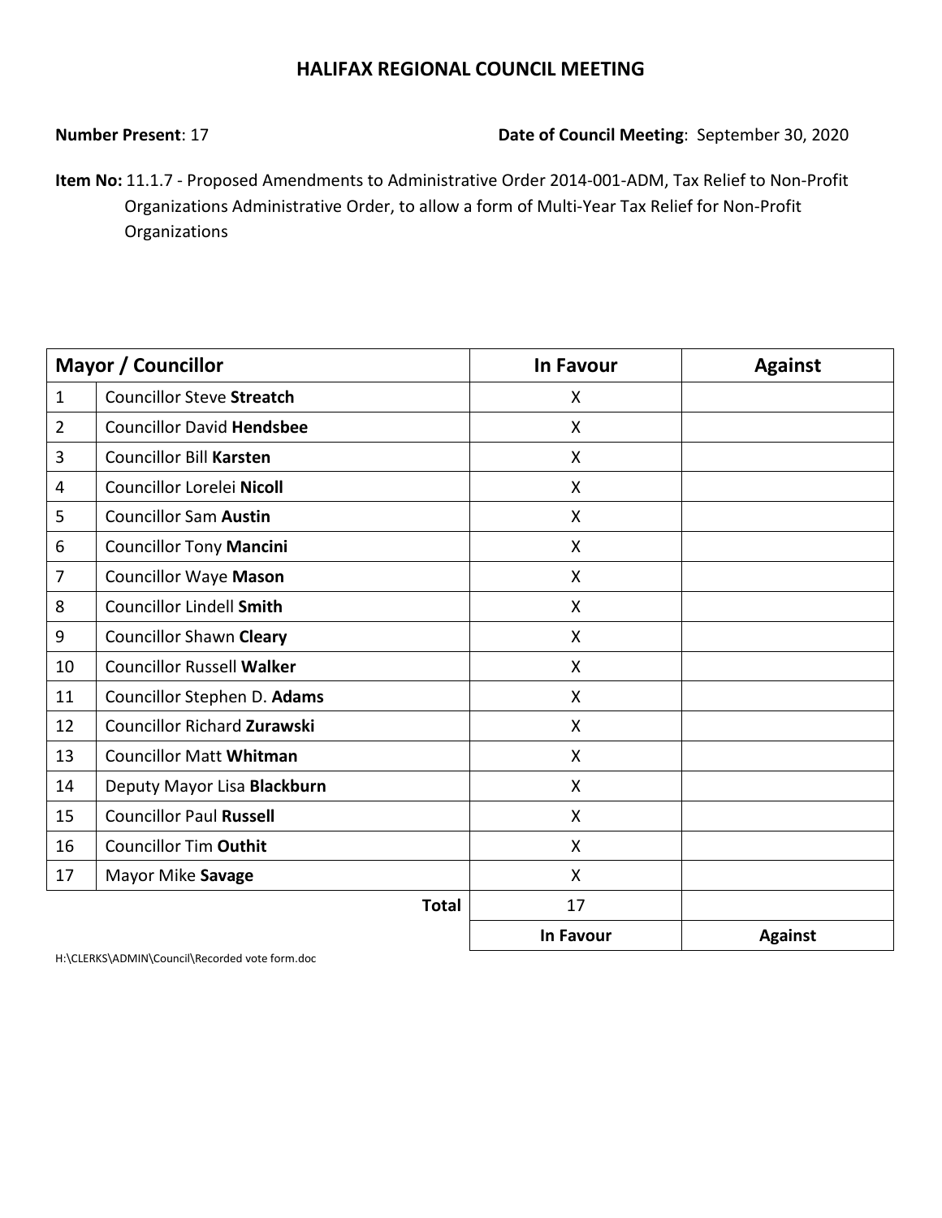# HALIFAX REGIONAL COUNCIL MEETING

**Number Present**: 17 **Date of Council Meeting**: September 30, 2020

**Item No:** 11.1.7 - Proposed Amendments to Administrative Order 2014-001-ADM, Tax Relief to Non-Profit Organizations Administrative Order, to allow a form of Multi-Year Tax Relief for Non-Profit Organizations

| Mayor / Councillor | | In Favour | Against |
|---|---|---|---|
| 1 | Councillor Steve **Streatch** | X | |
| 2 | Councillor David **Hendsbee** | X | |
| 3 | Councillor Bill **Karsten** | X | |
| 4 | Councillor Lorelei **Nicoll** | X | |
| 5 | Councillor Sam **Austin** | X | |
| 6 | Councillor Tony **Mancini** | X | |
| 7 | Councillor Waye **Mason** | X | |
| 8 | Councillor Lindell **Smith** | X | |
| 9 | Councillor Shawn **Cleary** | X | |
| 10 | Councillor Russell **Walker** | X | |
| 11 | Councillor Stephen D. **Adams** | X | |
| 12 | Councillor Richard **Zurawski** | X | |
| 13 | Councillor Matt **Whitman** | X | |
| 14 | Deputy Mayor Lisa **Blackburn** | X | |
| 15 | Councillor Paul **Russell** | X | |
| 16 | Councillor Tim **Outhit** | X | |
| 17 | Mayor Mike **Savage** | X | |
| | **Total** | 17 | |
| | | **In Favour** | **Against** |

H:\CLERKS\ADMIN\Council\Recorded vote form.doc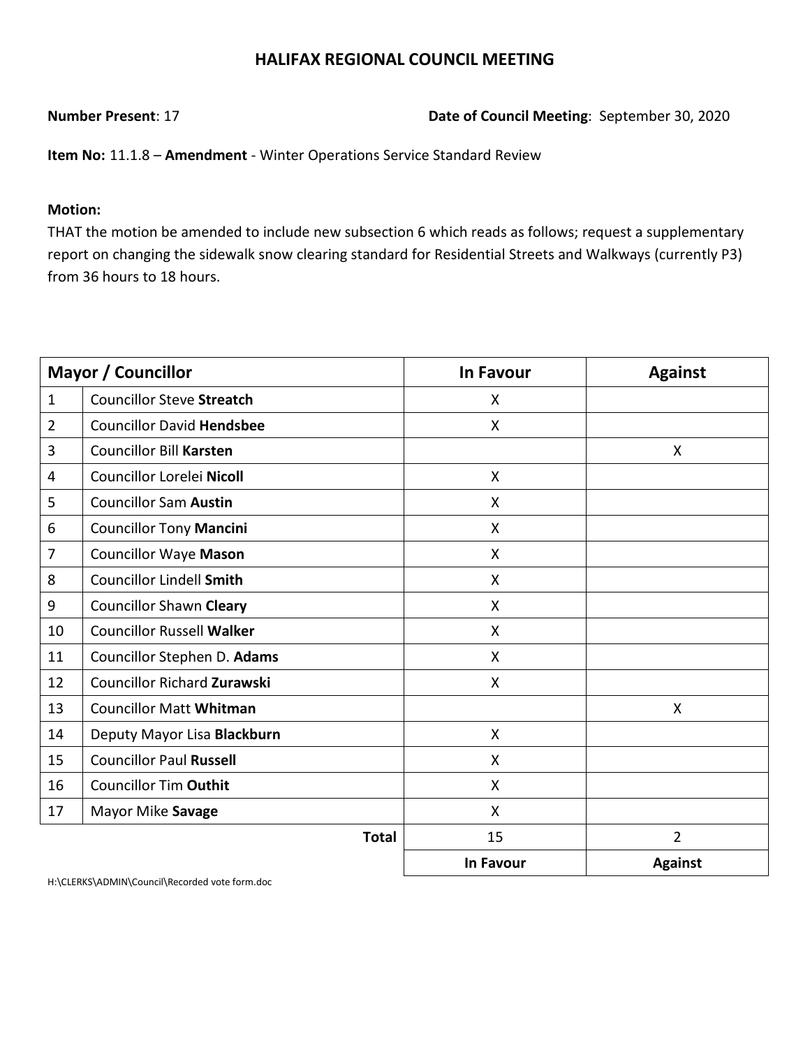# HALIFAX REGIONAL COUNCIL MEETING

**Number Present**: 17

**Date of Council Meeting**: September 30, 2020

**Item No:** 11.1.8 – **Amendment** - Winter Operations Service Standard Review

**Motion:**

THAT the motion be amended to include new subsection 6 which reads as follows; request a supplementary report on changing the sidewalk snow clearing standard for Residential Streets and Walkways (currently P3) from 36 hours to 18 hours.

| Mayor / Councillor | | In Favour | Against |
|---|---|---|---|
| 1 | Councillor Steve **Streatch** | X | |
| 2 | Councillor David **Hendsbee** | X | |
| 3 | Councillor Bill **Karsten** | | X |
| 4 | Councillor Lorelei **Nicoll** | X | |
| 5 | Councillor Sam **Austin** | X | |
| 6 | Councillor Tony **Mancini** | X | |
| 7 | Councillor Waye **Mason** | X | |
| 8 | Councillor Lindell **Smith** | X | |
| 9 | Councillor Shawn **Cleary** | X | |
| 10 | Councillor Russell **Walker** | X | |
| 11 | Councillor Stephen D. **Adams** | X | |
| 12 | Councillor Richard **Zurawski** | X | |
| 13 | Councillor Matt **Whitman** | | X |
| 14 | Deputy Mayor Lisa **Blackburn** | X | |
| 15 | Councillor Paul **Russell** | X | |
| 16 | Councillor Tim **Outhit** | X | |
| 17 | Mayor Mike **Savage** | X | |
| | **Total** | 15 | 2 |
| | | **In Favour** | **Against** |

H:\CLERKS\ADMIN\Council\Recorded vote form.doc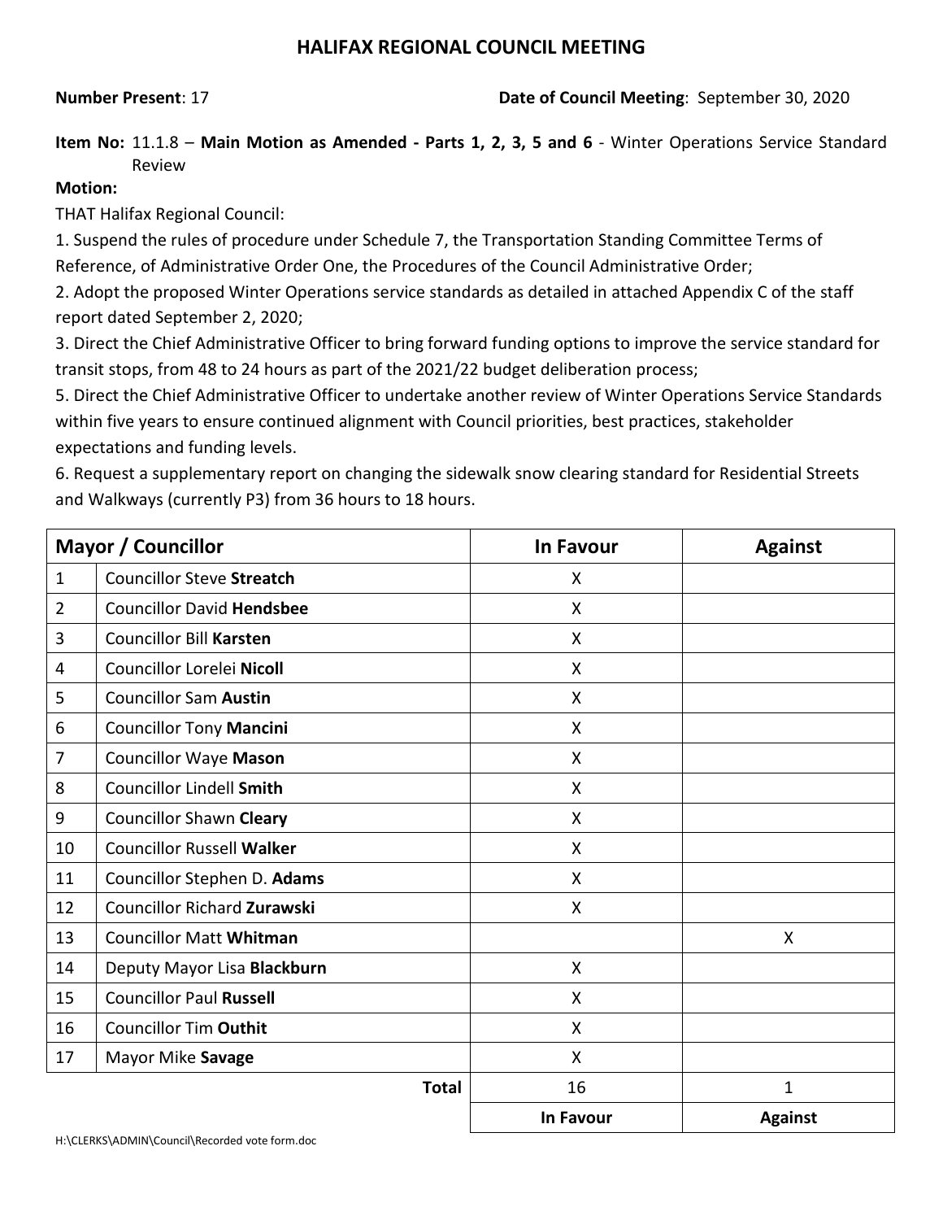# HALIFAX REGIONAL COUNCIL MEETING

**Number Present**: 17 **Date of Council Meeting**: September 30, 2020

**Item No:** 11.1.8 – **Main Motion as Amended - Parts 1, 2, 3, 5 and 6** - Winter Operations Service Standard Review

**Motion:**

THAT Halifax Regional Council:

1. Suspend the rules of procedure under Schedule 7, the Transportation Standing Committee Terms of Reference, of Administrative Order One, the Procedures of the Council Administrative Order;
2. Adopt the proposed Winter Operations service standards as detailed in attached Appendix C of the staff report dated September 2, 2020;
3. Direct the Chief Administrative Officer to bring forward funding options to improve the service standard for transit stops, from 48 to 24 hours as part of the 2021/22 budget deliberation process;
5. Direct the Chief Administrative Officer to undertake another review of Winter Operations Service Standards within five years to ensure continued alignment with Council priorities, best practices, stakeholder expectations and funding levels.
6. Request a supplementary report on changing the sidewalk snow clearing standard for Residential Streets and Walkways (currently P3) from 36 hours to 18 hours.

| Mayor / Councillor | | In Favour | Against |
|---|---|---|---|
| 1 | Councillor Steve **Streatch** | X | |
| 2 | Councillor David **Hendsbee** | X | |
| 3 | Councillor Bill **Karsten** | X | |
| 4 | Councillor Lorelei **Nicoll** | X | |
| 5 | Councillor Sam **Austin** | X | |
| 6 | Councillor Tony **Mancini** | X | |
| 7 | Councillor Waye **Mason** | X | |
| 8 | Councillor Lindell **Smith** | X | |
| 9 | Councillor Shawn **Cleary** | X | |
| 10 | Councillor Russell **Walker** | X | |
| 11 | Councillor Stephen D. **Adams** | X | |
| 12 | Councillor Richard **Zurawski** | X | |
| 13 | Councillor Matt **Whitman** | | X |
| 14 | Deputy Mayor Lisa **Blackburn** | X | |
| 15 | Councillor Paul **Russell** | X | |
| 16 | Councillor Tim **Outhit** | X | |
| 17 | Mayor Mike **Savage** | X | |
| | **Total** | 16 | 1 |
| | | **In Favour** | **Against** |

H:\CLERKS\ADMIN\Council\Recorded vote form.doc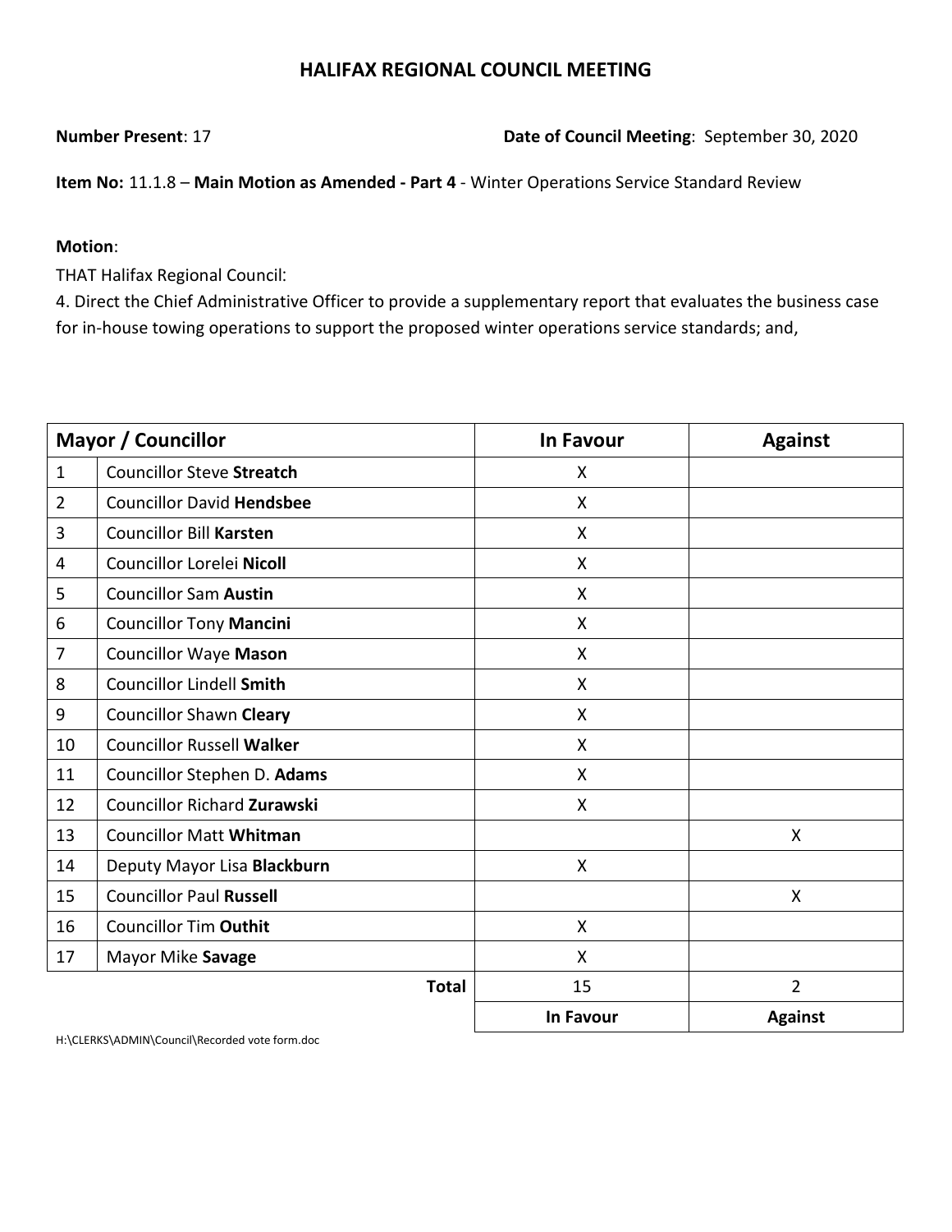# HALIFAX REGIONAL COUNCIL MEETING

**Number Present**: 17 **Date of Council Meeting**: September 30, 2020

**Item No:** 11.1.8 – **Main Motion as Amended - Part 4** - Winter Operations Service Standard Review

**Motion**:

THAT Halifax Regional Council:

4. Direct the Chief Administrative Officer to provide a supplementary report that evaluates the business case for in-house towing operations to support the proposed winter operations service standards; and,

| Mayor / Councillor | | In Favour | Against |
|---|---|---|---|
| 1 | Councillor Steve **Streatch** | X | |
| 2 | Councillor David **Hendsbee** | X | |
| 3 | Councillor Bill **Karsten** | X | |
| 4 | Councillor Lorelei **Nicoll** | X | |
| 5 | Councillor Sam **Austin** | X | |
| 6 | Councillor Tony **Mancini** | X | |
| 7 | Councillor Waye **Mason** | X | |
| 8 | Councillor Lindell **Smith** | X | |
| 9 | Councillor Shawn **Cleary** | X | |
| 10 | Councillor Russell **Walker** | X | |
| 11 | Councillor Stephen D. **Adams** | X | |
| 12 | Councillor Richard **Zurawski** | X | |
| 13 | Councillor Matt **Whitman** | | X |
| 14 | Deputy Mayor Lisa **Blackburn** | X | |
| 15 | Councillor Paul **Russell** | | X |
| 16 | Councillor Tim **Outhit** | X | |
| 17 | Mayor Mike **Savage** | X | |
| | **Total** | 15 | 2 |
| | | **In Favour** | **Against** |

H:\CLERKS\ADMIN\Council\Recorded vote form.doc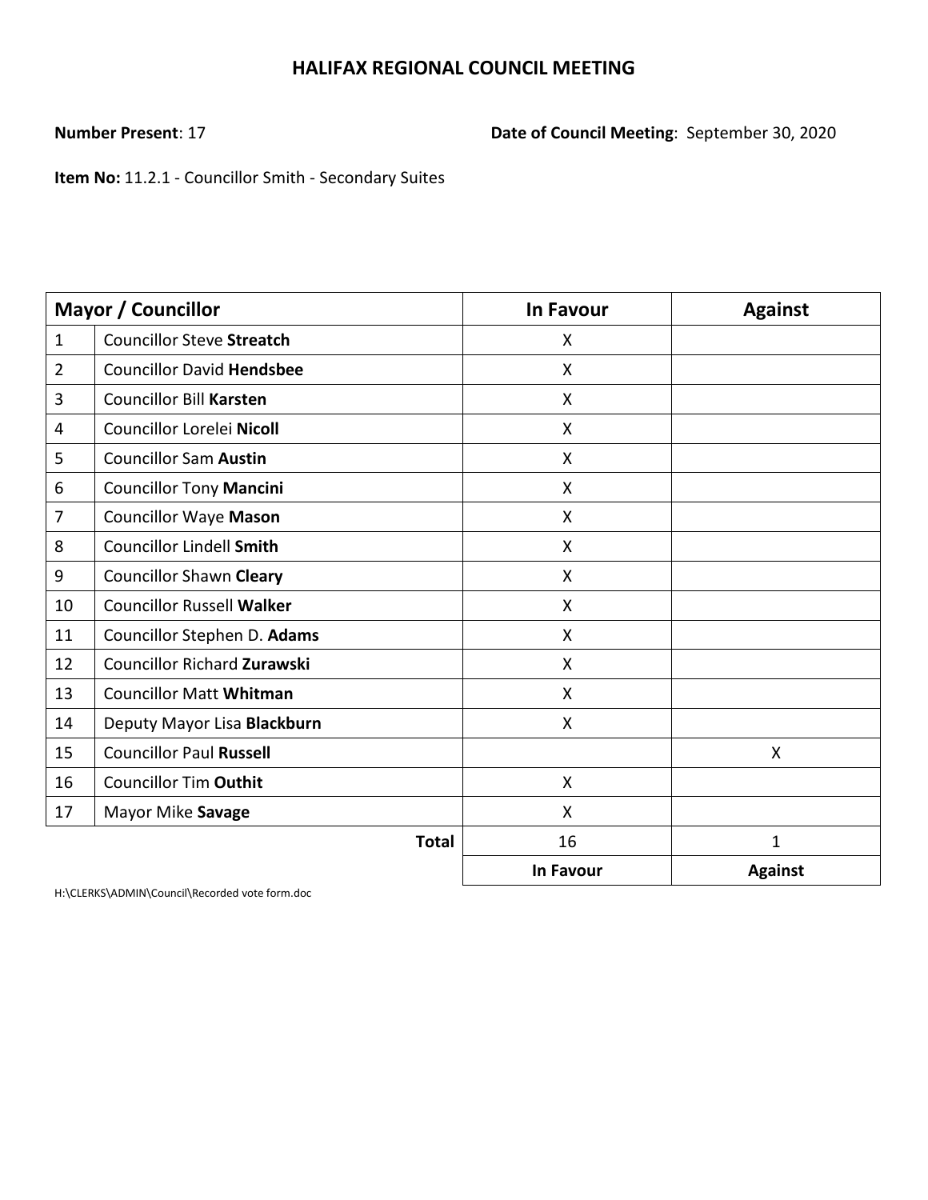# HALIFAX REGIONAL COUNCIL MEETING

**Number Present**: 17 **Date of Council Meeting**: September 30, 2020

**Item No:** 11.2.1 - Councillor Smith - Secondary Suites

| Mayor / Councillor | | In Favour | Against |
|---|---|---|---|
| 1 | Councillor Steve **Streatch** | X | |
| 2 | Councillor David **Hendsbee** | X | |
| 3 | Councillor Bill **Karsten** | X | |
| 4 | Councillor Lorelei **Nicoll** | X | |
| 5 | Councillor Sam **Austin** | X | |
| 6 | Councillor Tony **Mancini** | X | |
| 7 | Councillor Waye **Mason** | X | |
| 8 | Councillor Lindell **Smith** | X | |
| 9 | Councillor Shawn **Cleary** | X | |
| 10 | Councillor Russell **Walker** | X | |
| 11 | Councillor Stephen D. **Adams** | X | |
| 12 | Councillor Richard **Zurawski** | X | |
| 13 | Councillor Matt **Whitman** | X | |
| 14 | Deputy Mayor Lisa **Blackburn** | X | |
| 15 | Councillor Paul **Russell** | | X |
| 16 | Councillor Tim **Outhit** | X | |
| 17 | Mayor Mike **Savage** | X | |
| | **Total** | 16 | 1 |
| | | **In Favour** | **Against** |

H:\CLERKS\ADMIN\Council\Recorded vote form.doc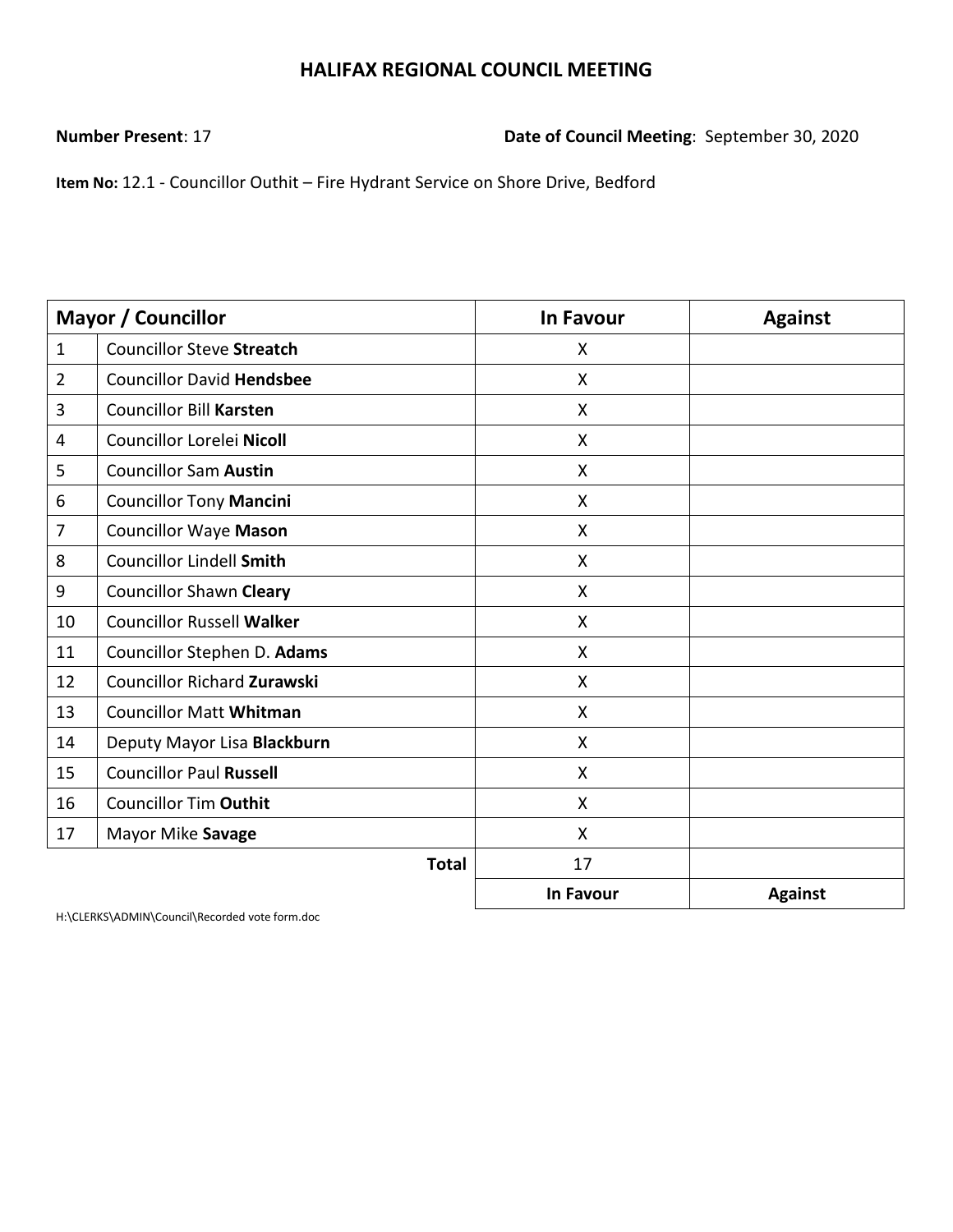# HALIFAX REGIONAL COUNCIL MEETING

**Number Present**: 17

**Date of Council Meeting**: September 30, 2020

**Item No:** 12.1 - Councillor Outhit – Fire Hydrant Service on Shore Drive, Bedford

| Mayor / Councillor | | In Favour | Against |
|---|---|---|---|
| 1 | Councillor Steve **Streatch** | X | |
| 2 | Councillor David **Hendsbee** | X | |
| 3 | Councillor Bill **Karsten** | X | |
| 4 | Councillor Lorelei **Nicoll** | X | |
| 5 | Councillor Sam **Austin** | X | |
| 6 | Councillor Tony **Mancini** | X | |
| 7 | Councillor Waye **Mason** | X | |
| 8 | Councillor Lindell **Smith** | X | |
| 9 | Councillor Shawn **Cleary** | X | |
| 10 | Councillor Russell **Walker** | X | |
| 11 | Councillor Stephen D. **Adams** | X | |
| 12 | Councillor Richard **Zurawski** | X | |
| 13 | Councillor Matt **Whitman** | X | |
| 14 | Deputy Mayor Lisa **Blackburn** | X | |
| 15 | Councillor Paul **Russell** | X | |
| 16 | Councillor Tim **Outhit** | X | |
| 17 | Mayor Mike **Savage** | X | |
| | **Total** | 17 | |
| | | **In Favour** | **Against** |

H:\CLERKS\ADMIN\Council\Recorded vote form.doc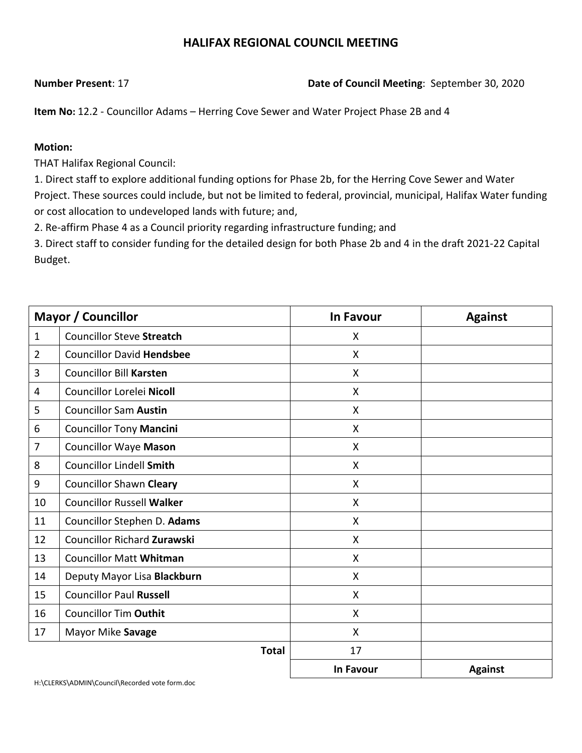# HALIFAX REGIONAL COUNCIL MEETING

**Number Present**: 17 **Date of Council Meeting**: September 30, 2020

**Item No:** 12.2 - Councillor Adams – Herring Cove Sewer and Water Project Phase 2B and 4

**Motion:**

THAT Halifax Regional Council:

1. Direct staff to explore additional funding options for Phase 2b, for the Herring Cove Sewer and Water Project. These sources could include, but not be limited to federal, provincial, municipal, Halifax Water funding or cost allocation to undeveloped lands with future; and,
2. Re-affirm Phase 4 as a Council priority regarding infrastructure funding; and
3. Direct staff to consider funding for the detailed design for both Phase 2b and 4 in the draft 2021-22 Capital Budget.

| Mayor / Councillor | | In Favour | Against |
|---|---|---|---|
| 1 | Councillor Steve **Streatch** | X | |
| 2 | Councillor David **Hendsbee** | X | |
| 3 | Councillor Bill **Karsten** | X | |
| 4 | Councillor Lorelei **Nicoll** | X | |
| 5 | Councillor Sam **Austin** | X | |
| 6 | Councillor Tony **Mancini** | X | |
| 7 | Councillor Waye **Mason** | X | |
| 8 | Councillor Lindell **Smith** | X | |
| 9 | Councillor Shawn **Cleary** | X | |
| 10 | Councillor Russell **Walker** | X | |
| 11 | Councillor Stephen D. **Adams** | X | |
| 12 | Councillor Richard **Zurawski** | X | |
| 13 | Councillor Matt **Whitman** | X | |
| 14 | Deputy Mayor Lisa **Blackburn** | X | |
| 15 | Councillor Paul **Russell** | X | |
| 16 | Councillor Tim **Outhit** | X | |
| 17 | Mayor Mike **Savage** | X | |
| | **Total** | 17 | |
| | | **In Favour** | **Against** |

H:\CLERKS\ADMIN\Council\Recorded vote form.doc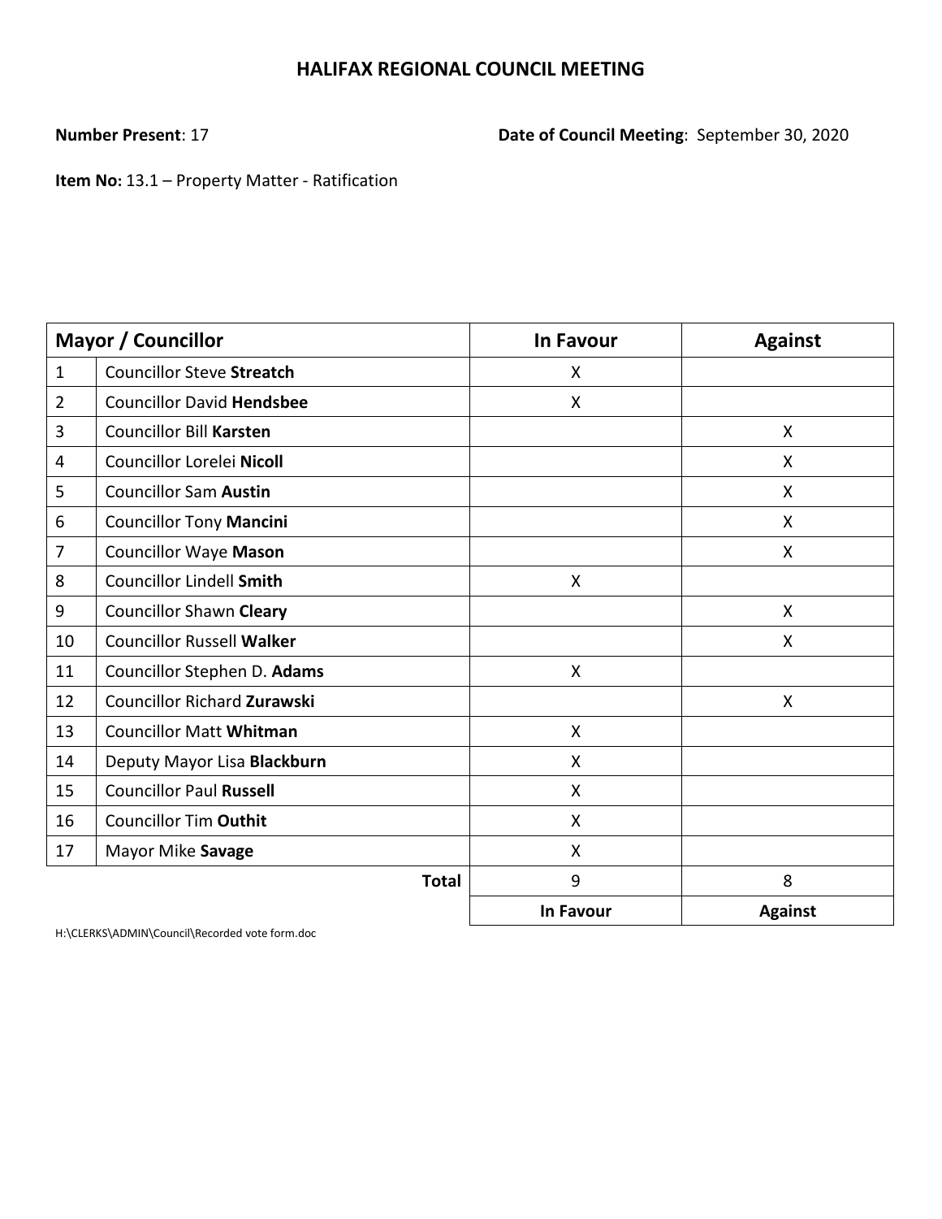# HALIFAX REGIONAL COUNCIL MEETING

**Number Present**: 17 **Date of Council Meeting**: September 30, 2020

**Item No:** 13.1 – Property Matter - Ratification

| Mayor / Councillor | | In Favour | Against |
|---|---|---|---|
| 1 | Councillor Steve **Streatch** | X | |
| 2 | Councillor David **Hendsbee** | X | |
| 3 | Councillor Bill **Karsten** | | X |
| 4 | Councillor Lorelei **Nicoll** | | X |
| 5 | Councillor Sam **Austin** | | X |
| 6 | Councillor Tony **Mancini** | | X |
| 7 | Councillor Waye **Mason** | | X |
| 8 | Councillor Lindell **Smith** | X | |
| 9 | Councillor Shawn **Cleary** | | X |
| 10 | Councillor Russell **Walker** | | X |
| 11 | Councillor Stephen D. **Adams** | X | |
| 12 | Councillor Richard **Zurawski** | | X |
| 13 | Councillor Matt **Whitman** | X | |
| 14 | Deputy Mayor Lisa **Blackburn** | X | |
| 15 | Councillor Paul **Russell** | X | |
| 16 | Councillor Tim **Outhit** | X | |
| 17 | Mayor Mike **Savage** | X | |
| | **Total** | 9 | 8 |
| | | **In Favour** | **Against** |

H:\CLERKS\ADMIN\Council\Recorded vote form.doc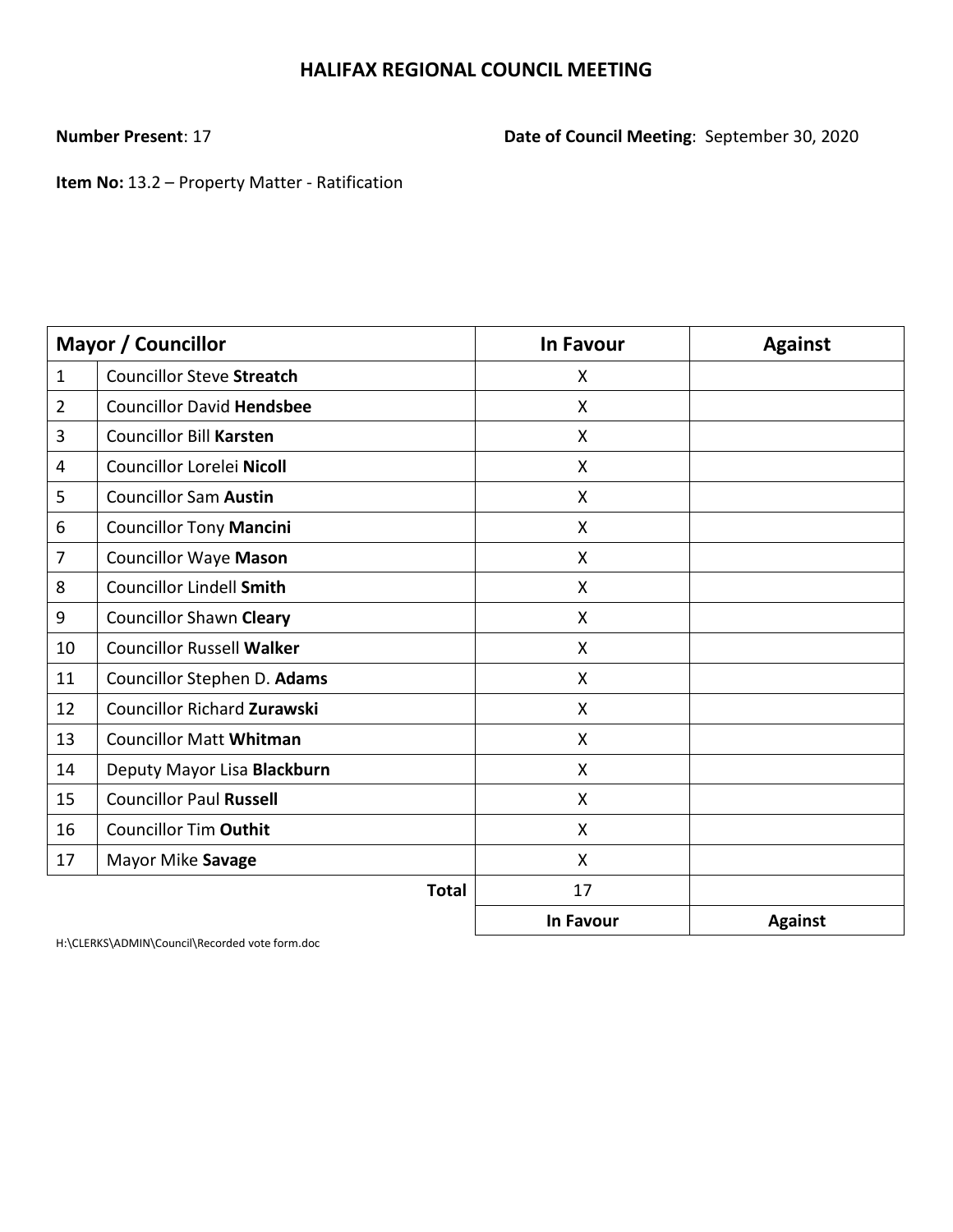# HALIFAX REGIONAL COUNCIL MEETING

**Number Present**: 17

**Date of Council Meeting**: September 30, 2020

**Item No:** 13.2 – Property Matter - Ratification

| Mayor / Councillor | | In Favour | Against |
|---|---|---|---|
| 1 | Councillor Steve **Streatch** | X | |
| 2 | Councillor David **Hendsbee** | X | |
| 3 | Councillor Bill **Karsten** | X | |
| 4 | Councillor Lorelei **Nicoll** | X | |
| 5 | Councillor Sam **Austin** | X | |
| 6 | Councillor Tony **Mancini** | X | |
| 7 | Councillor Waye **Mason** | X | |
| 8 | Councillor Lindell **Smith** | X | |
| 9 | Councillor Shawn **Cleary** | X | |
| 10 | Councillor Russell **Walker** | X | |
| 11 | Councillor Stephen D. **Adams** | X | |
| 12 | Councillor Richard **Zurawski** | X | |
| 13 | Councillor Matt **Whitman** | X | |
| 14 | Deputy Mayor Lisa **Blackburn** | X | |
| 15 | Councillor Paul **Russell** | X | |
| 16 | Councillor Tim **Outhit** | X | |
| 17 | Mayor Mike **Savage** | X | |
| | **Total** | 17 | |
| | | **In Favour** | **Against** |

H:\CLERKS\ADMIN\Council\Recorded vote form.doc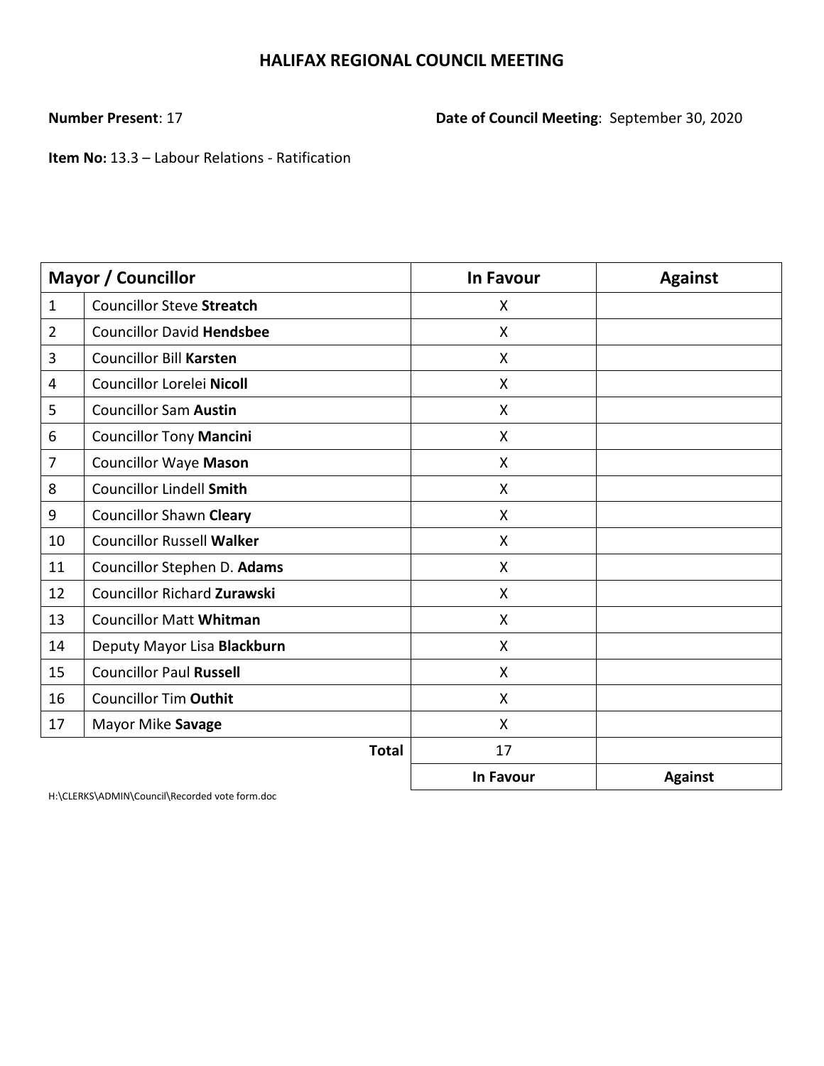# HALIFAX REGIONAL COUNCIL MEETING

**Number Present**: 17

**Date of Council Meeting**: September 30, 2020

**Item No:** 13.3 – Labour Relations - Ratification

| Mayor / Councillor | | In Favour | Against |
|---|---|---|---|
| 1 | Councillor Steve **Streatch** | X | |
| 2 | Councillor David **Hendsbee** | X | |
| 3 | Councillor Bill **Karsten** | X | |
| 4 | Councillor Lorelei **Nicoll** | X | |
| 5 | Councillor Sam **Austin** | X | |
| 6 | Councillor Tony **Mancini** | X | |
| 7 | Councillor Waye **Mason** | X | |
| 8 | Councillor Lindell **Smith** | X | |
| 9 | Councillor Shawn **Cleary** | X | |
| 10 | Councillor Russell **Walker** | X | |
| 11 | Councillor Stephen D. **Adams** | X | |
| 12 | Councillor Richard **Zurawski** | X | |
| 13 | Councillor Matt **Whitman** | X | |
| 14 | Deputy Mayor Lisa **Blackburn** | X | |
| 15 | Councillor Paul **Russell** | X | |
| 16 | Councillor Tim **Outhit** | X | |
| 17 | Mayor Mike **Savage** | X | |
| | **Total** | 17 | |
| | | **In Favour** | **Against** |

H:\CLERKS\ADMIN\Council\Recorded vote form.doc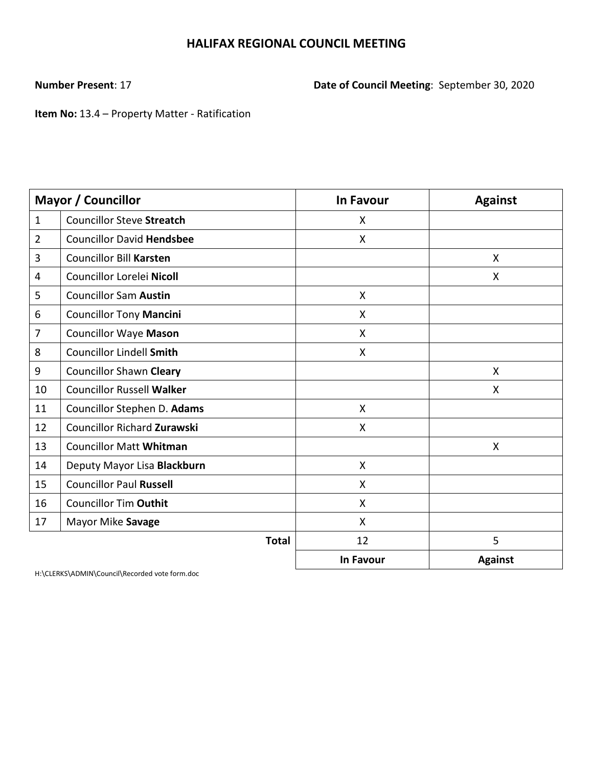## HALIFAX REGIONAL COUNCIL MEETING

**Number Present**: 17

**Date of Council Meeting**: September 30, 2020

**Item No:** 13.4 – Property Matter - Ratification

| Mayor / Councillor | | In Favour | Against |
|---|---|---|---|
| 1 | Councillor Steve **Streatch** | X | |
| 2 | Councillor David **Hendsbee** | X | |
| 3 | Councillor Bill **Karsten** | | X |
| 4 | Councillor Lorelei **Nicoll** | | X |
| 5 | Councillor Sam **Austin** | X | |
| 6 | Councillor Tony **Mancini** | X | |
| 7 | Councillor Waye **Mason** | X | |
| 8 | Councillor Lindell **Smith** | X | |
| 9 | Councillor Shawn **Cleary** | | X |
| 10 | Councillor Russell **Walker** | | X |
| 11 | Councillor Stephen D. **Adams** | X | |
| 12 | Councillor Richard **Zurawski** | X | |
| 13 | Councillor Matt **Whitman** | | X |
| 14 | Deputy Mayor Lisa **Blackburn** | X | |
| 15 | Councillor Paul **Russell** | X | |
| 16 | Councillor Tim **Outhit** | X | |
| 17 | Mayor Mike **Savage** | X | |
| | **Total** | 12 | 5 |
| | | **In Favour** | **Against** |

H:\CLERKS\ADMIN\Council\Recorded vote form.doc